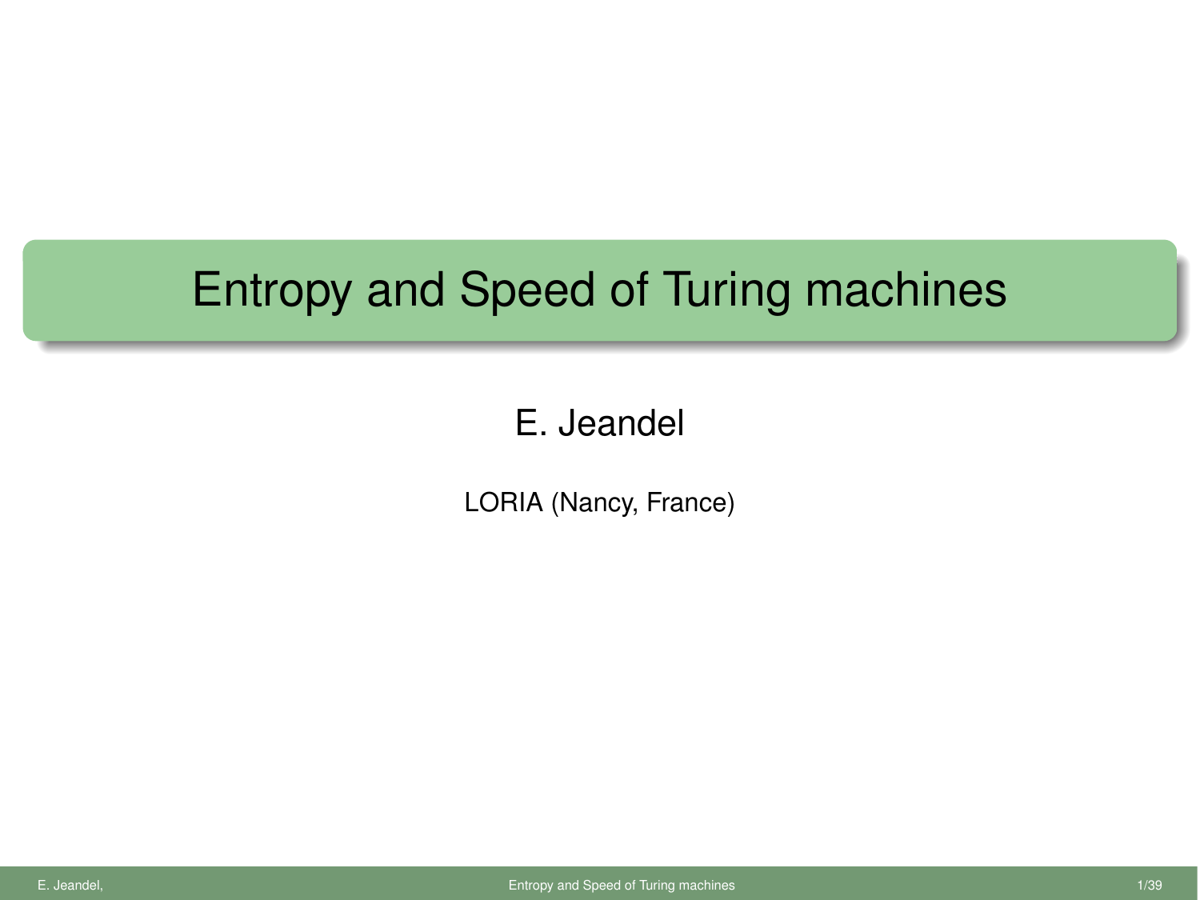# Entropy and Speed of Turing machines

E. Jeandel

LORIA (Nancy, France)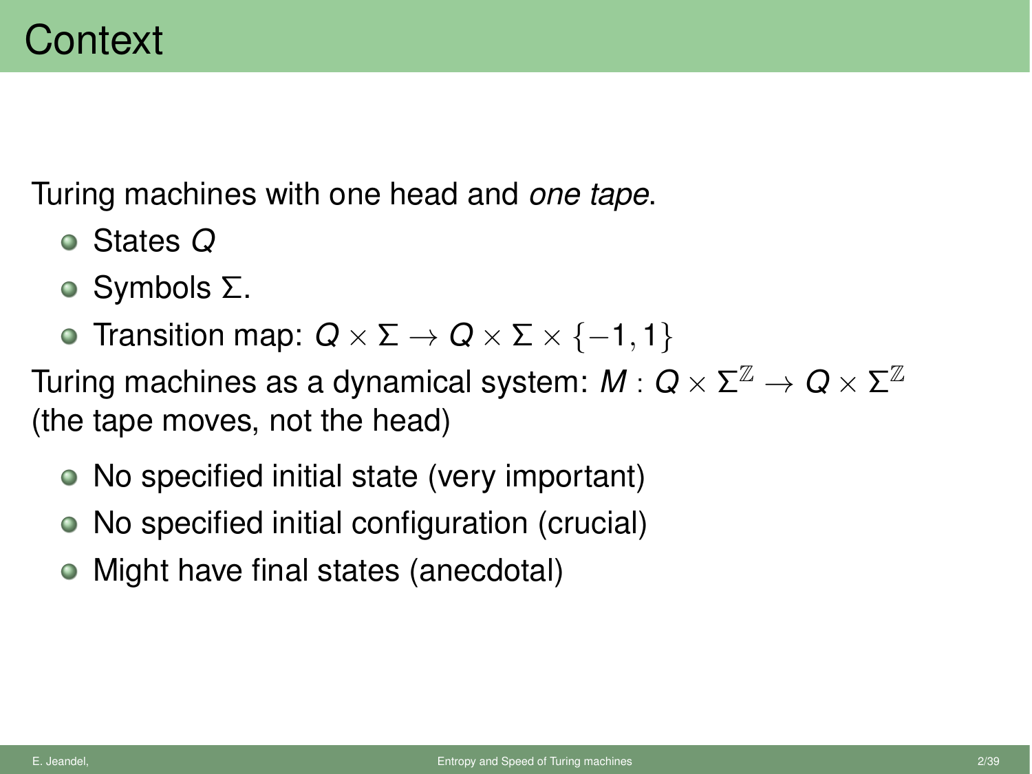# Context

Turing machines with one head and *one tape*.

- States $Q$
- Symbols $\Sigma$.
- Transition map: $Q \times \Sigma \to Q \times \Sigma \times \{-1, 1\}$

Turing machines as a dynamical system: $M : Q \times \Sigma^{\mathbb{Z}} \to Q \times \Sigma^{\mathbb{Z}}$ (the tape moves, not the head)

- No specified initial state (very important)
- No specified initial configuration (crucial)
- Might have final states (anecdotal)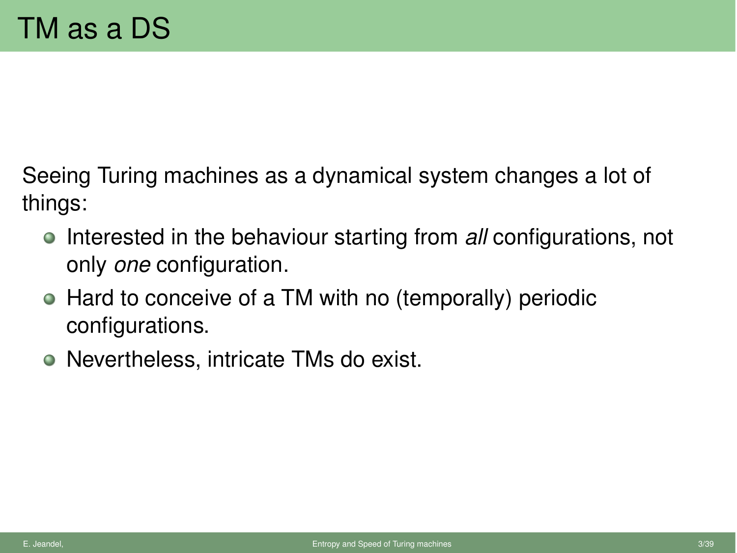# TM as a DS

Seeing Turing machines as a dynamical system changes a lot of things:

- Interested in the behaviour starting from *all* configurations, not only *one* configuration.
- Hard to conceive of a TM with no (temporally) periodic configurations.
- Nevertheless, intricate TMs do exist.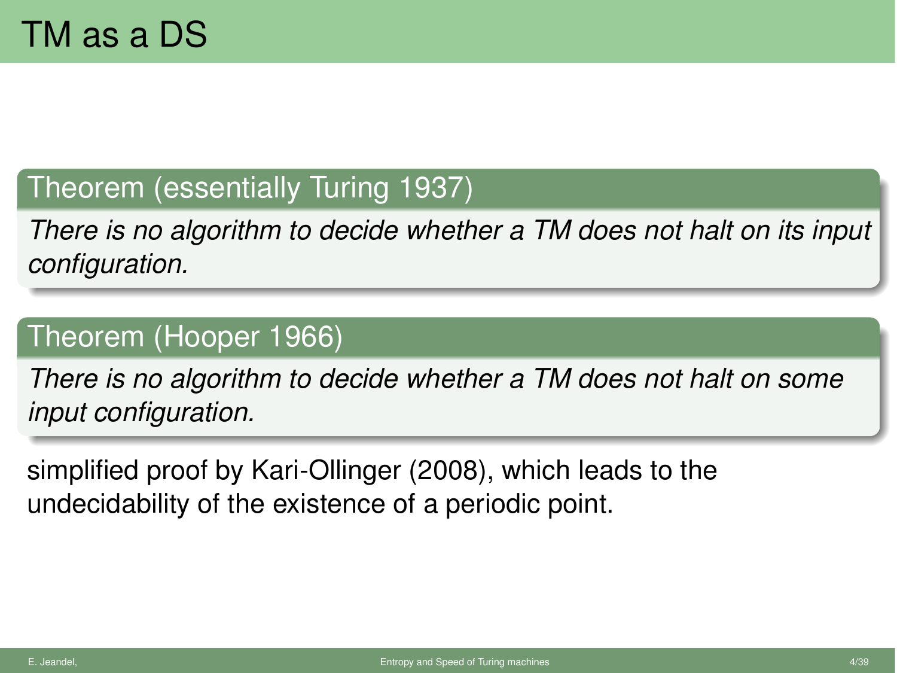# TM as a DS

**Theorem (essentially Turing 1937)**

*There is no algorithm to decide whether a TM does not halt on its input configuration.*

**Theorem (Hooper 1966)**

*There is no algorithm to decide whether a TM does not halt on some input configuration.*

simplified proof by Kari-Ollinger (2008), which leads to the undecidability of the existence of a periodic point.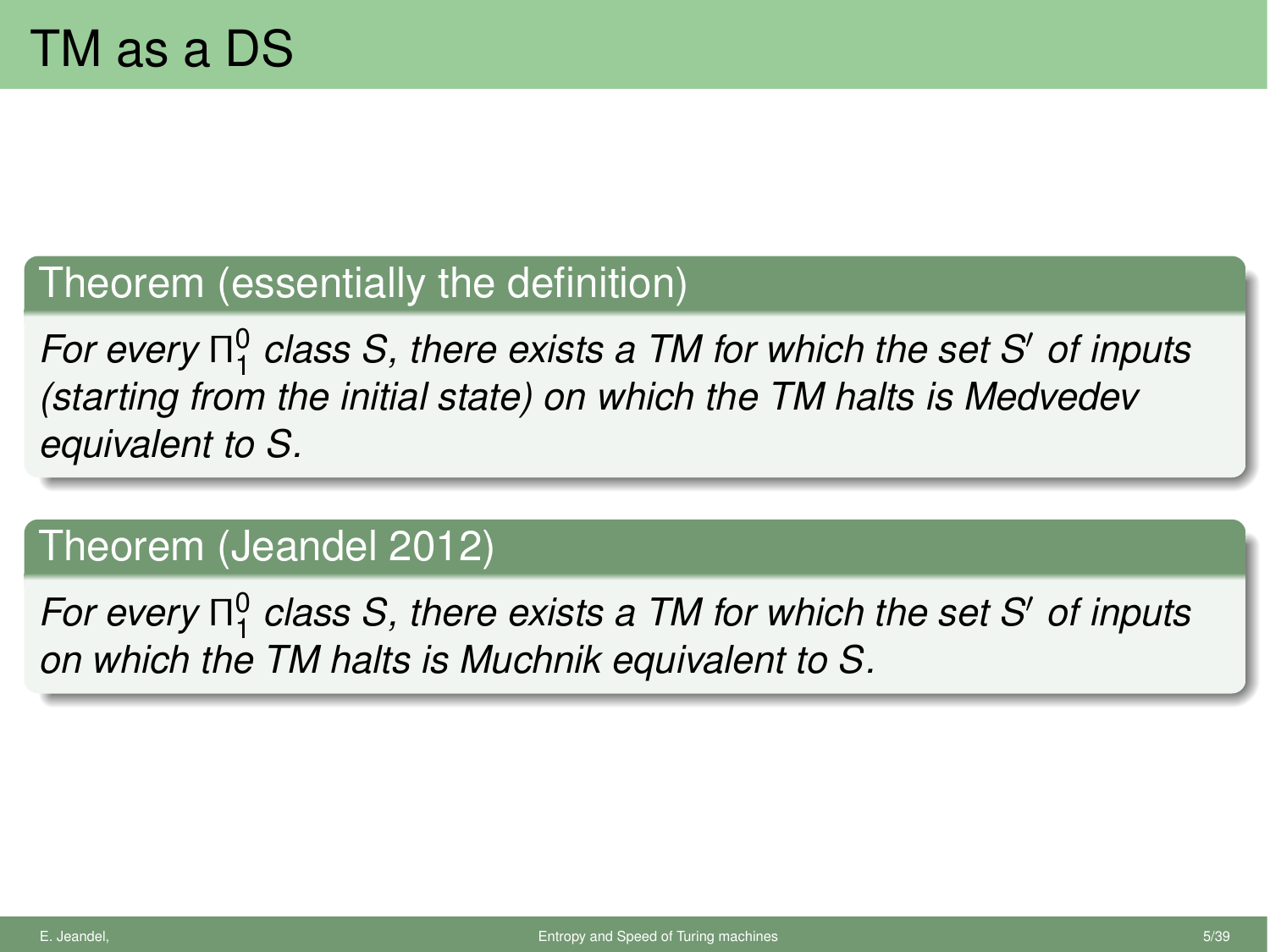# TM as a DS

**Theorem (essentially the definition)**

*For every $\Pi_1^0$ class $S$, there exists a TM for which the set $S'$ of inputs (starting from the initial state) on which the TM halts is Medvedev equivalent to $S$.*

**Theorem (Jeandel 2012)**

*For every $\Pi_1^0$ class $S$, there exists a TM for which the set $S'$ of inputs on which the TM halts is Muchnik equivalent to $S$.*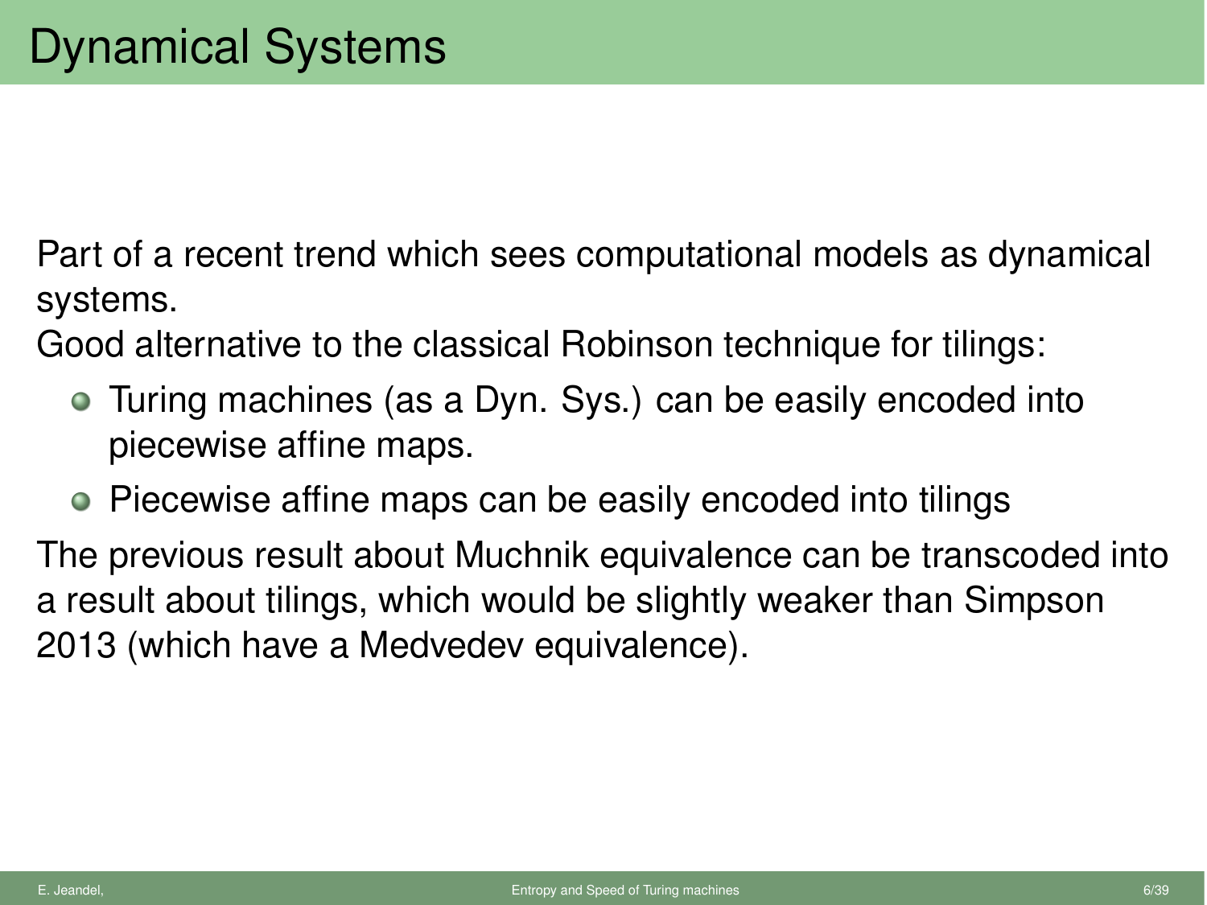# Dynamical Systems

Part of a recent trend which sees computational models as dynamical systems.

Good alternative to the classical Robinson technique for tilings:

- Turing machines (as a Dyn. Sys.) can be easily encoded into piecewise affine maps.
- Piecewise affine maps can be easily encoded into tilings

The previous result about Muchnik equivalence can be transcoded into a result about tilings, which would be slightly weaker than Simpson 2013 (which have a Medvedev equivalence).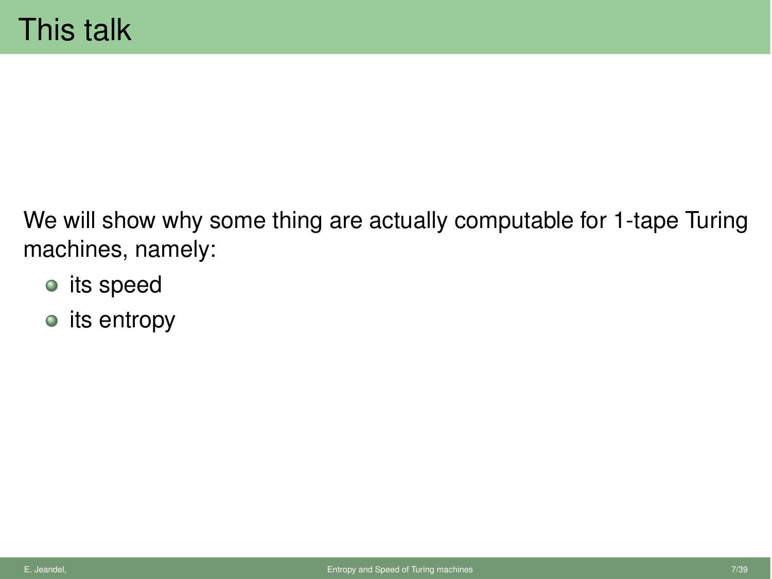# This talk

We will show why some thing are actually computable for 1-tape Turing machines, namely:

- its speed
- its entropy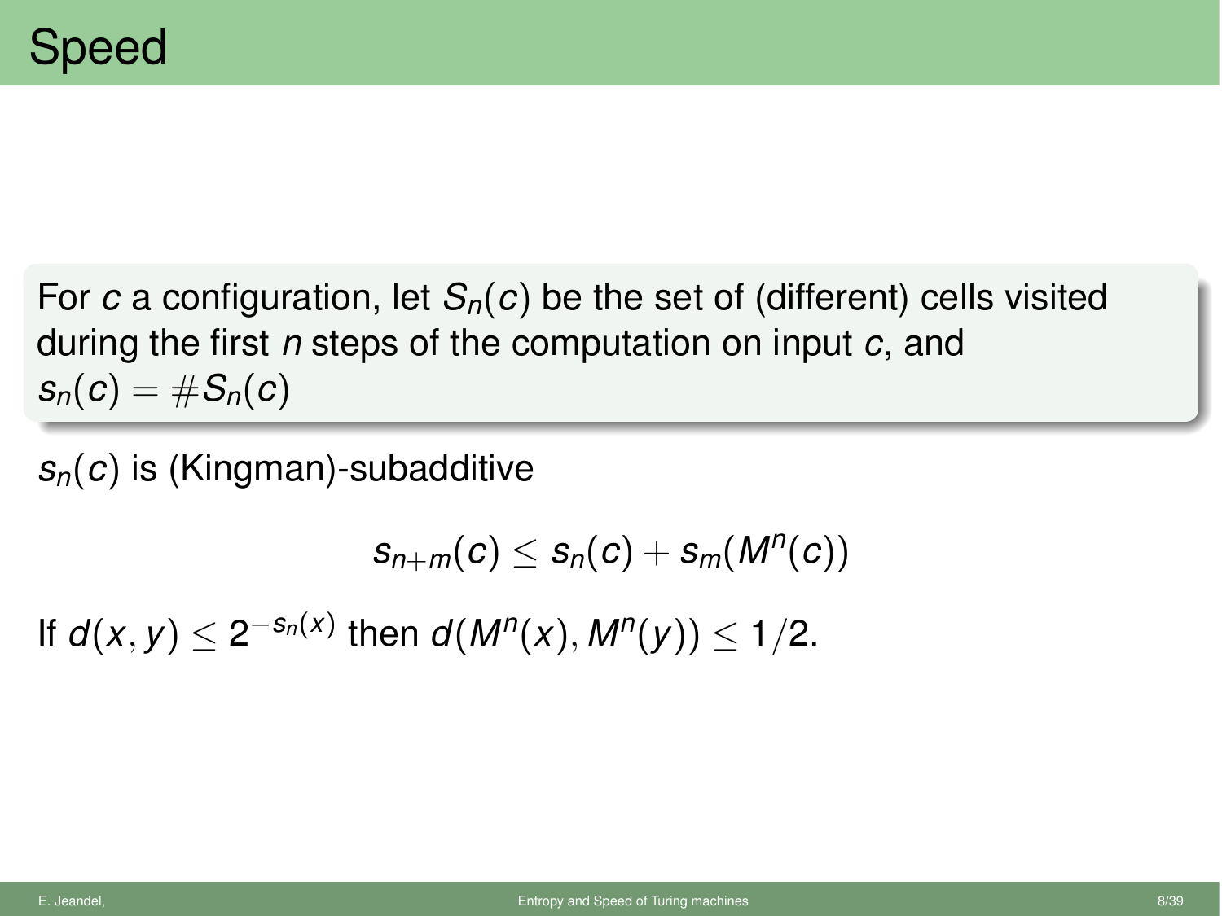# Speed

For $c$ a configuration, let $S_n(c)$ be the set of (different) cells visited during the first $n$ steps of the computation on input $c$, and $s_n(c) = \#S_n(c)$

$s_n(c)$ is (Kingman)-subadditive

$$s_{n+m}(c) \leq s_n(c) + s_m(M^n(c))$$

If $d(x, y) \leq 2^{-s_n(x)}$ then $d(M^n(x), M^n(y)) \leq 1/2$.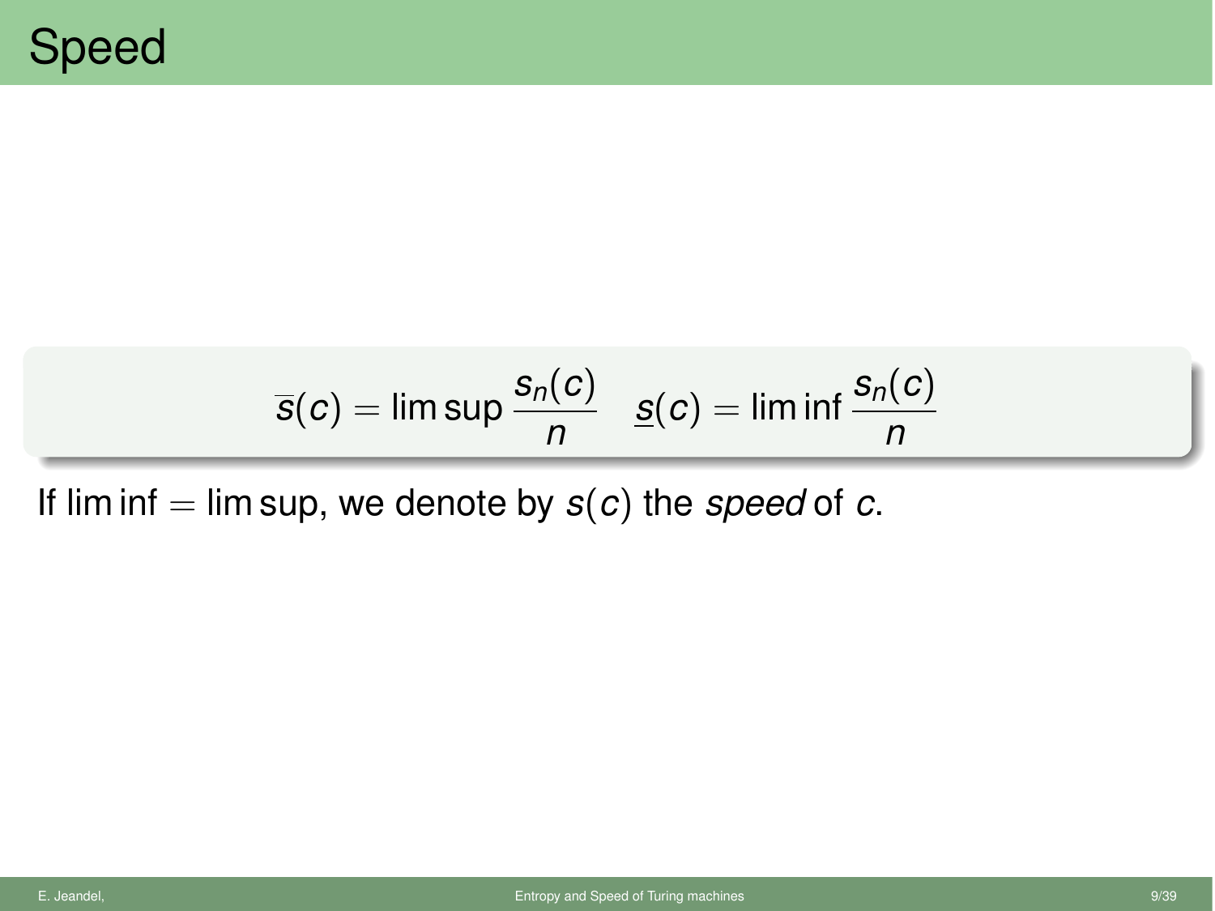# Speed

$$\overline{s}(c) = \limsup \frac{s_n(c)}{n} \quad \underline{s}(c) = \liminf \frac{s_n(c)}{n}$$

If $\liminf = \limsup$, we denote by $s(c)$ the *speed* of $c$.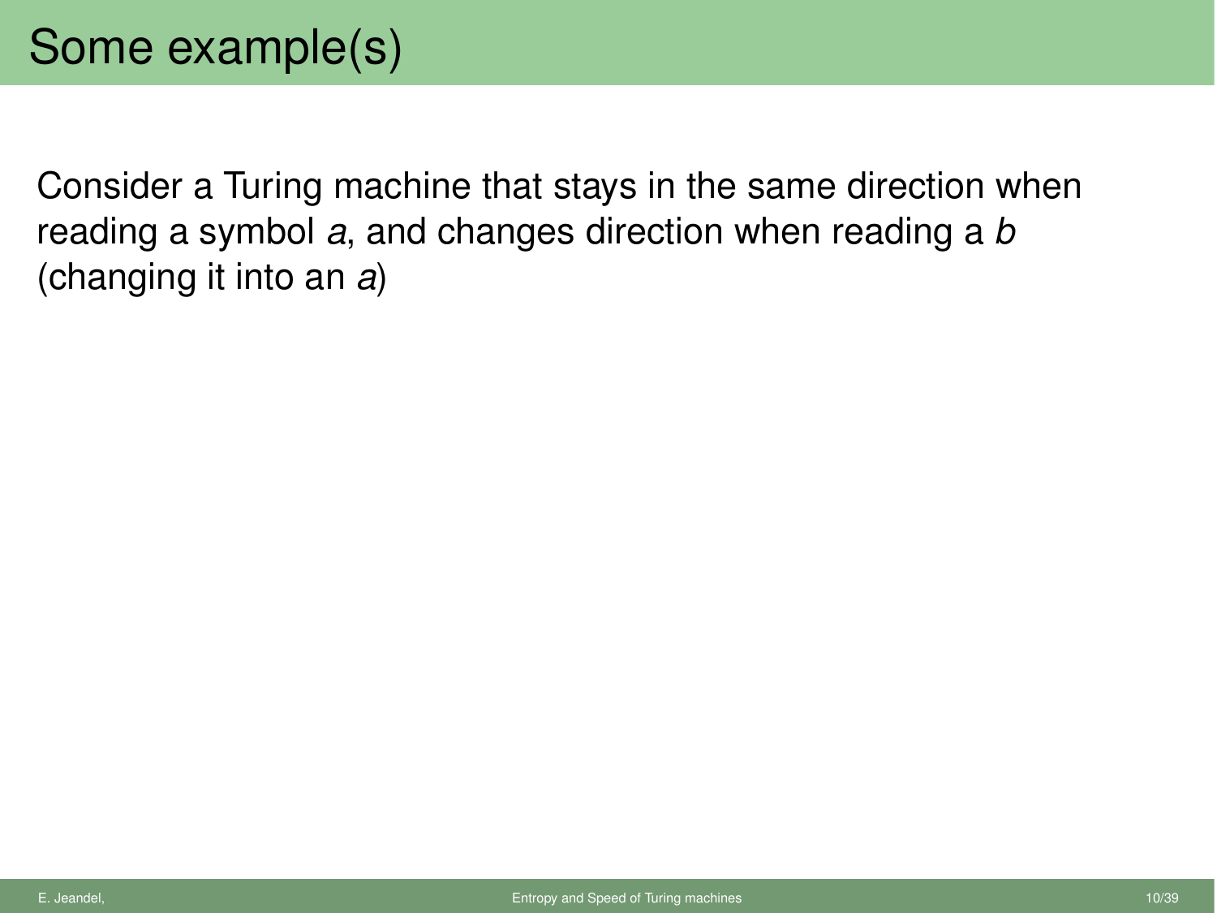# Some example(s)

Consider a Turing machine that stays in the same direction when reading a symbol $a$, and changes direction when reading a $b$ (changing it into an $a$)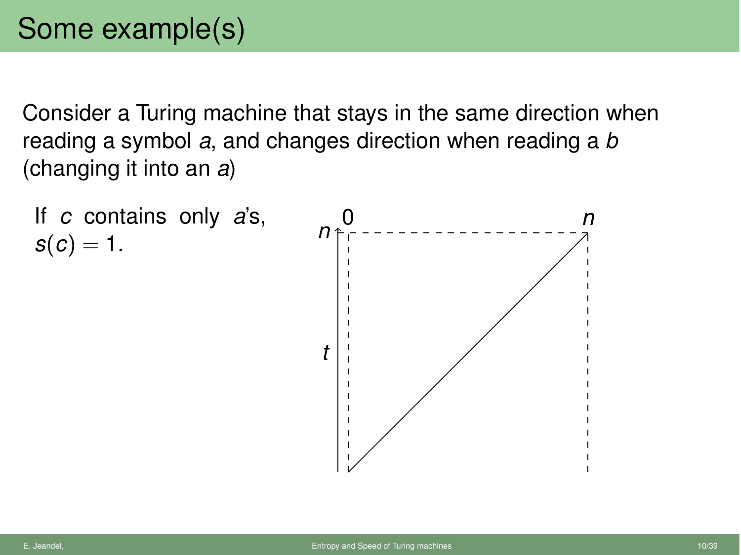# Some example(s)

Consider a Turing machine that stays in the same direction when reading a symbol $a$, and changes direction when reading a $b$ (changing it into an $a$)

If $c$ contains only $a$'s, $s(c) = 1$.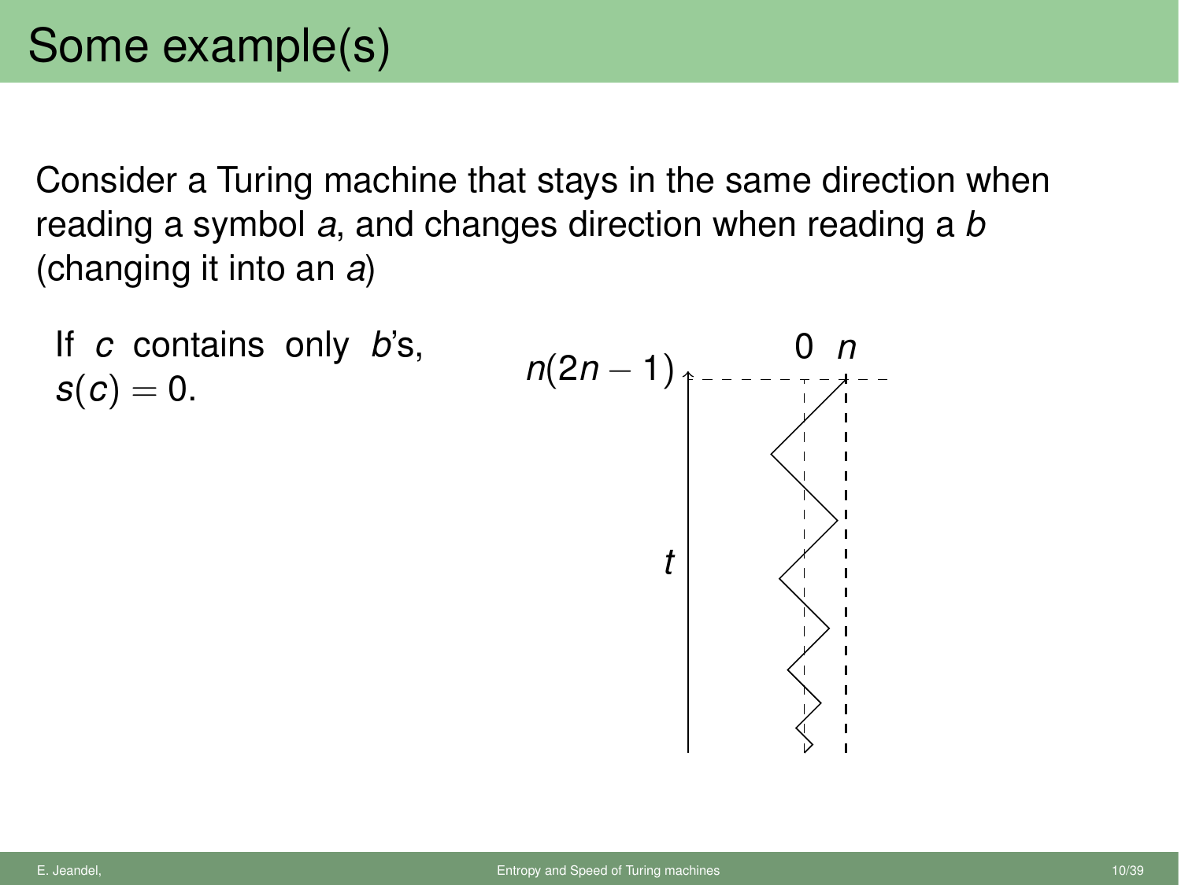# Some example(s)

Consider a Turing machine that stays in the same direction when reading a symbol $a$, and changes direction when reading a $b$ (changing it into an $a$)

If $c$ contains only $b$'s, $s(c) = 0$.

$n(2n-1)$

$0$ $n$

$t$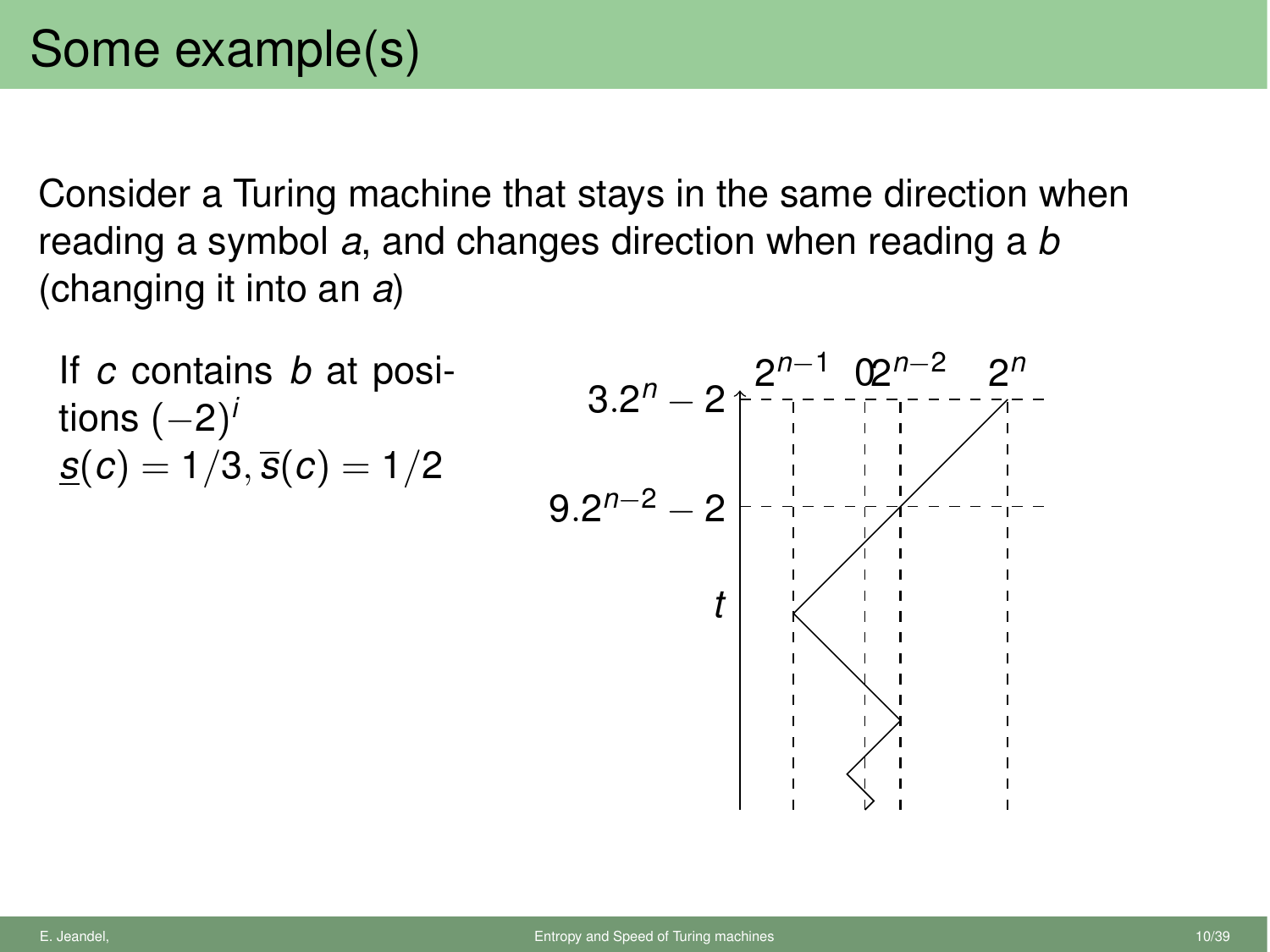# Some example(s)

Consider a Turing machine that stays in the same direction when reading a symbol $a$, and changes direction when reading a $b$ (changing it into an $a$)

If $c$ contains $b$ at positions $(-2)^i$

$\underline{s}(c) = 1/3, \overline{s}(c) = 1/2$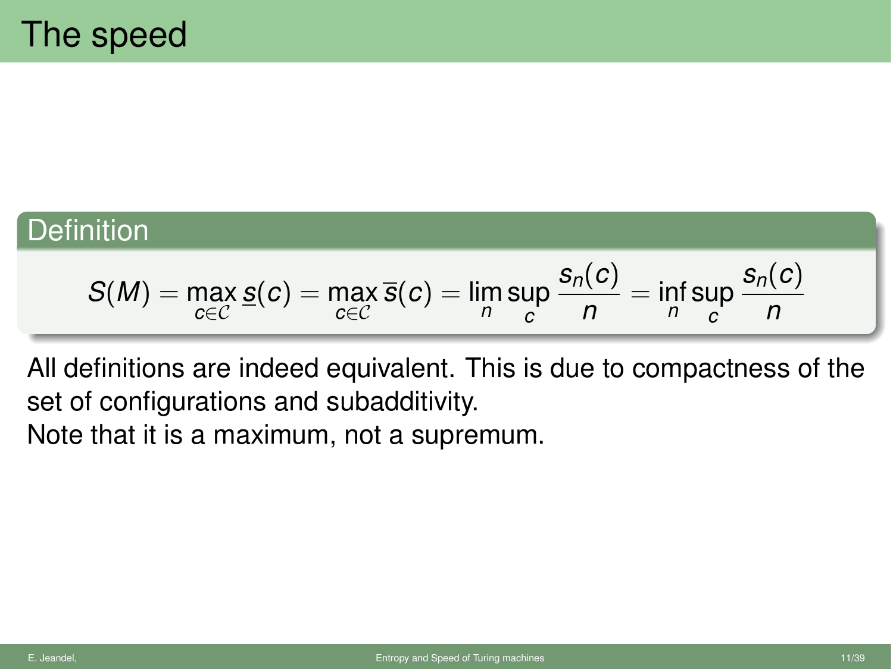# The speed

**Definition**

$$S(M) = \max_{c \in \mathcal{C}} \underline{s}(c) = \max_{c \in \mathcal{C}} \overline{s}(c) = \lim_n \sup_c \frac{s_n(c)}{n} = \inf_n \sup_c \frac{s_n(c)}{n}$$

All definitions are indeed equivalent. This is due to compactness of the set of configurations and subadditivity.

Note that it is a maximum, not a supremum.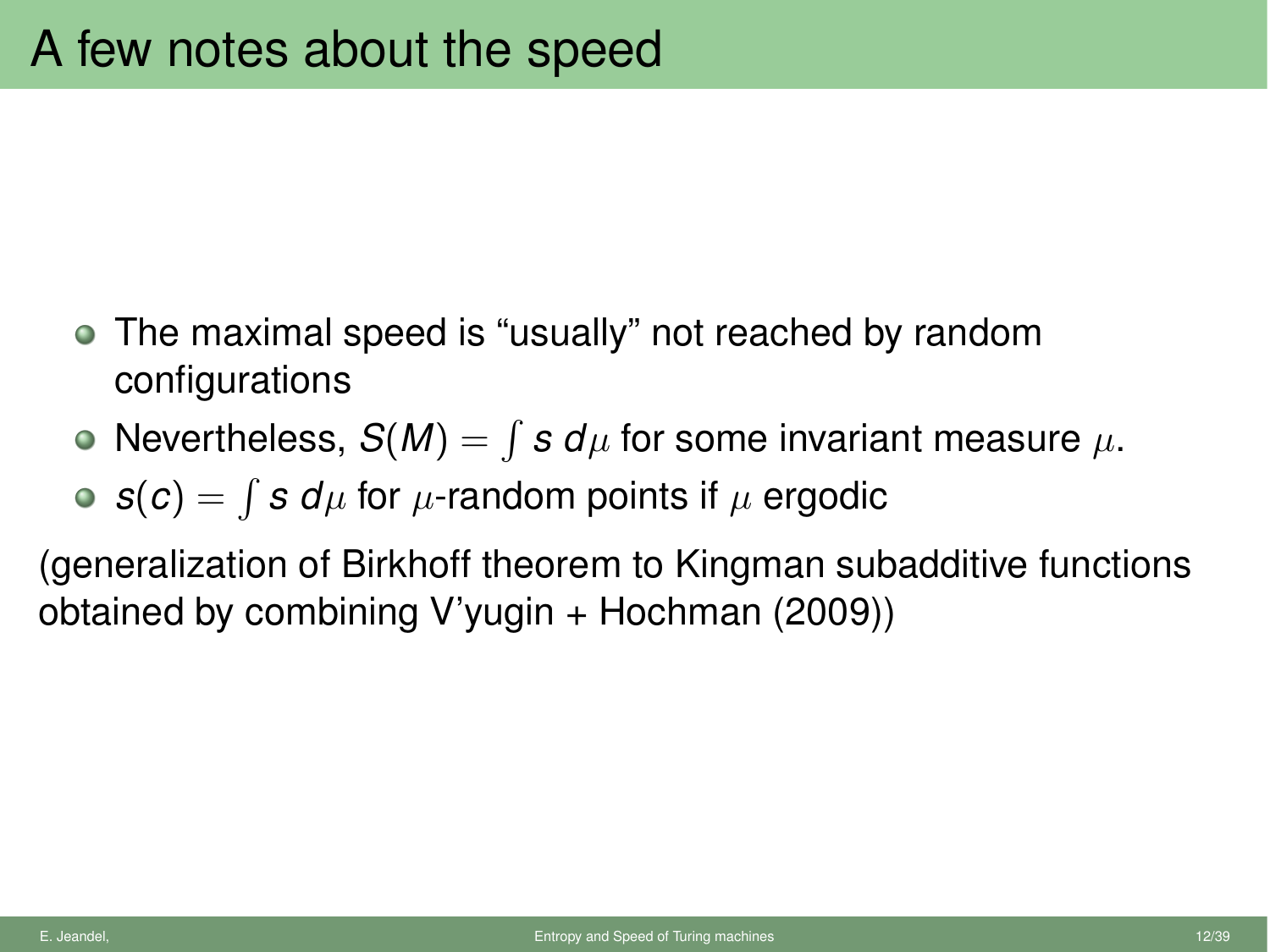# A few notes about the speed

- The maximal speed is “usually” not reached by random configurations
- Nevertheless, $S(M) = \int s \, d\mu$ for some invariant measure $\mu$.
- $s(c) = \int s \, d\mu$ for $\mu$-random points if $\mu$ ergodic

(generalization of Birkhoff theorem to Kingman subadditive functions obtained by combining V’yugin + Hochman (2009))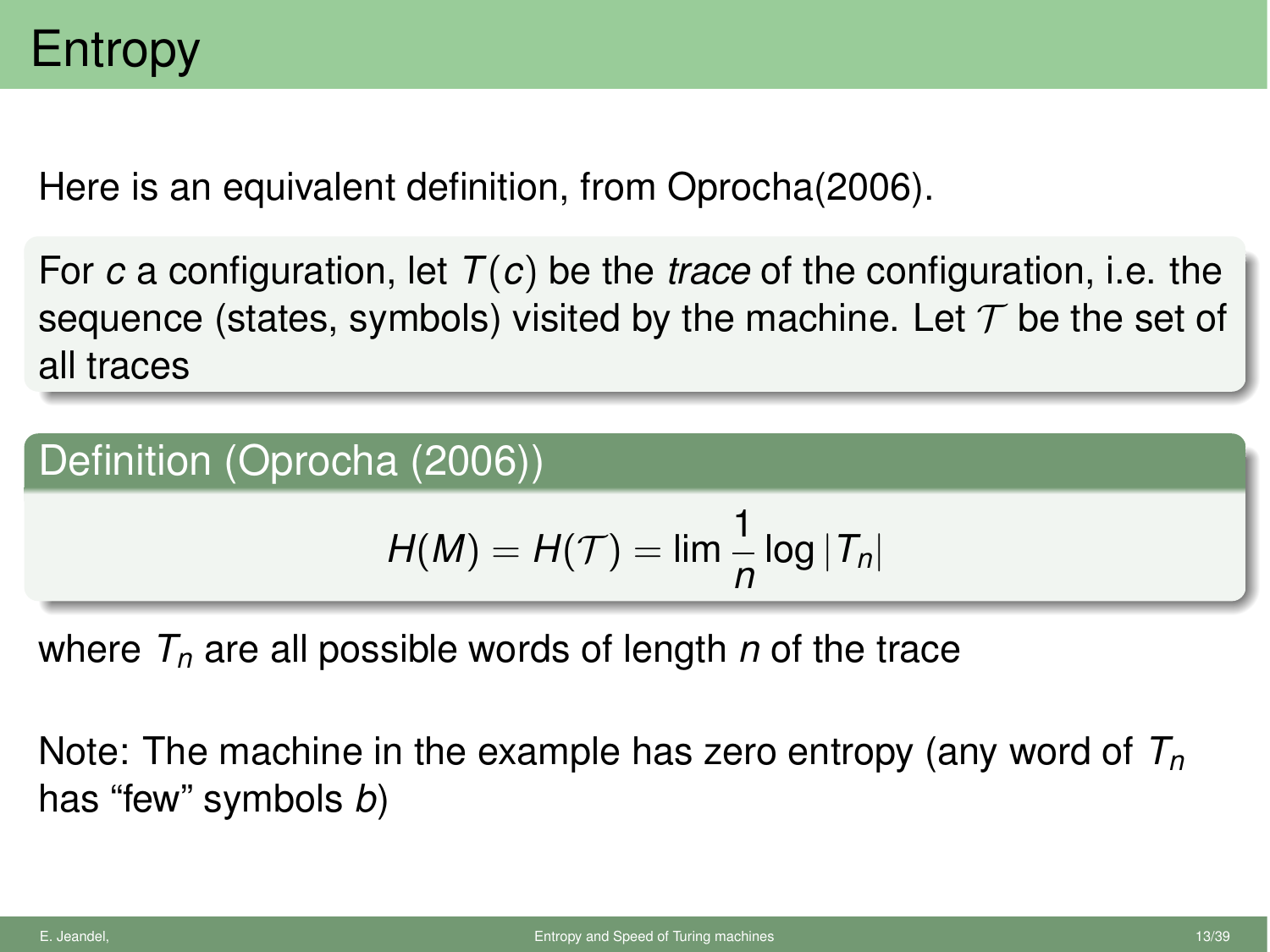# Entropy

Here is an equivalent definition, from Oprocha(2006).

For $c$ a configuration, let $T(c)$ be the *trace* of the configuration, i.e. the sequence (states, symbols) visited by the machine. Let $\mathcal{T}$ be the set of all traces

**Definition (Oprocha (2006))**

$$H(M) = H(\mathcal{T}) = \lim \frac{1}{n} \log |T_n|$$

where $T_n$ are all possible words of length $n$ of the trace

Note: The machine in the example has zero entropy (any word of $T_n$ has "few" symbols $b$)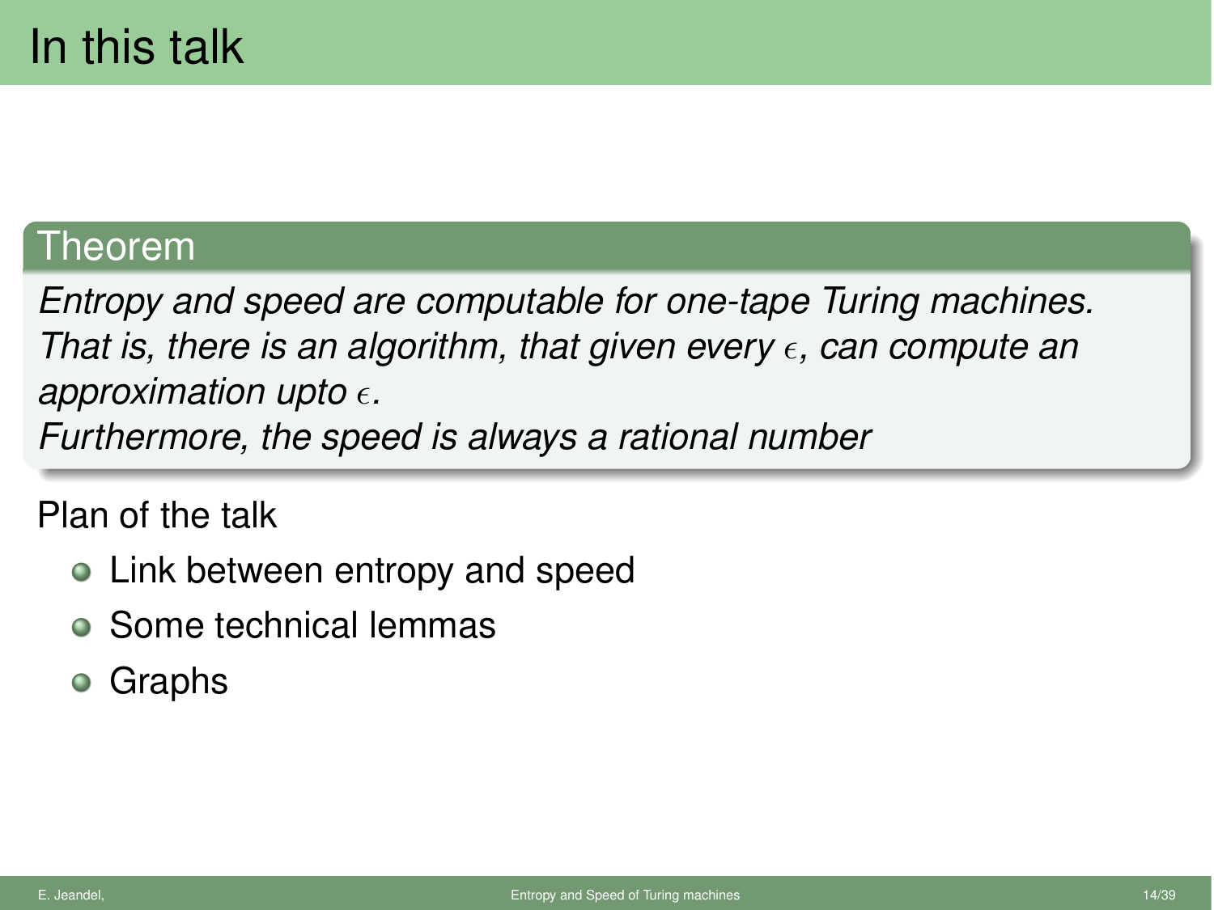# In this talk

**Theorem**

*Entropy and speed are computable for one-tape Turing machines.*
*That is, there is an algorithm, that given every $\epsilon$, can compute an approximation upto $\epsilon$.*
*Furthermore, the speed is always a rational number*

Plan of the talk

- Link between entropy and speed
- Some technical lemmas
- Graphs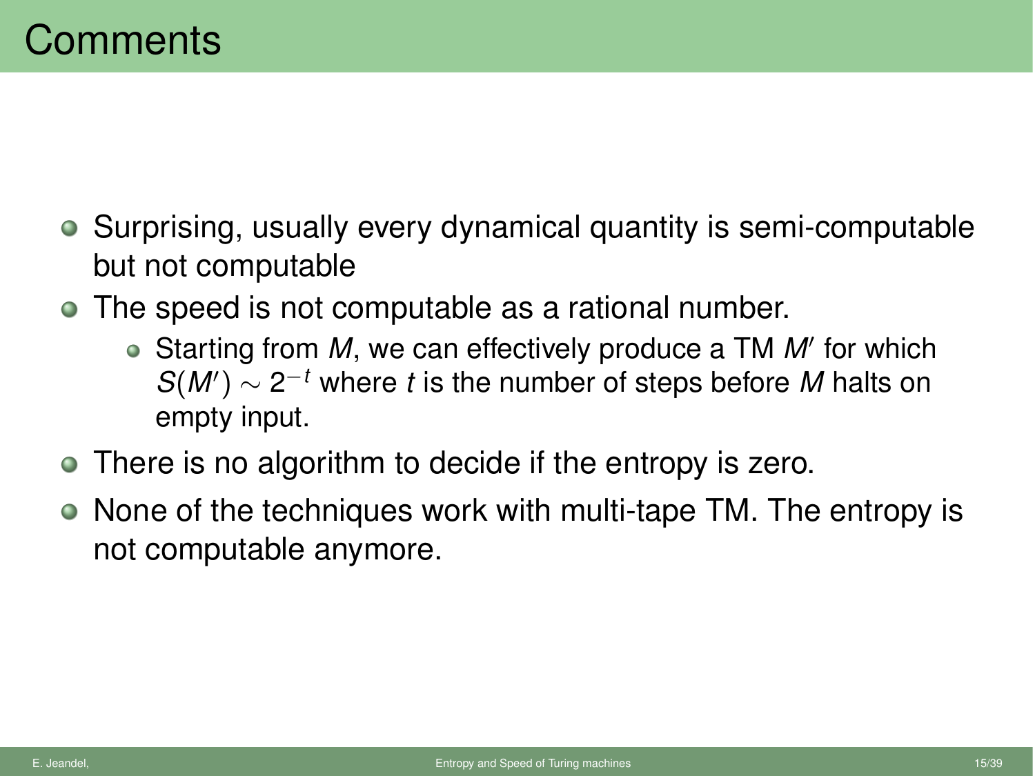# Comments

- Surprising, usually every dynamical quantity is semi-computable but not computable
- The speed is not computable as a rational number.
  - Starting from $M$, we can effectively produce a TM $M'$ for which $S(M') \sim 2^{-t}$ where $t$ is the number of steps before $M$ halts on empty input.
- There is no algorithm to decide if the entropy is zero.
- None of the techniques work with multi-tape TM. The entropy is not computable anymore.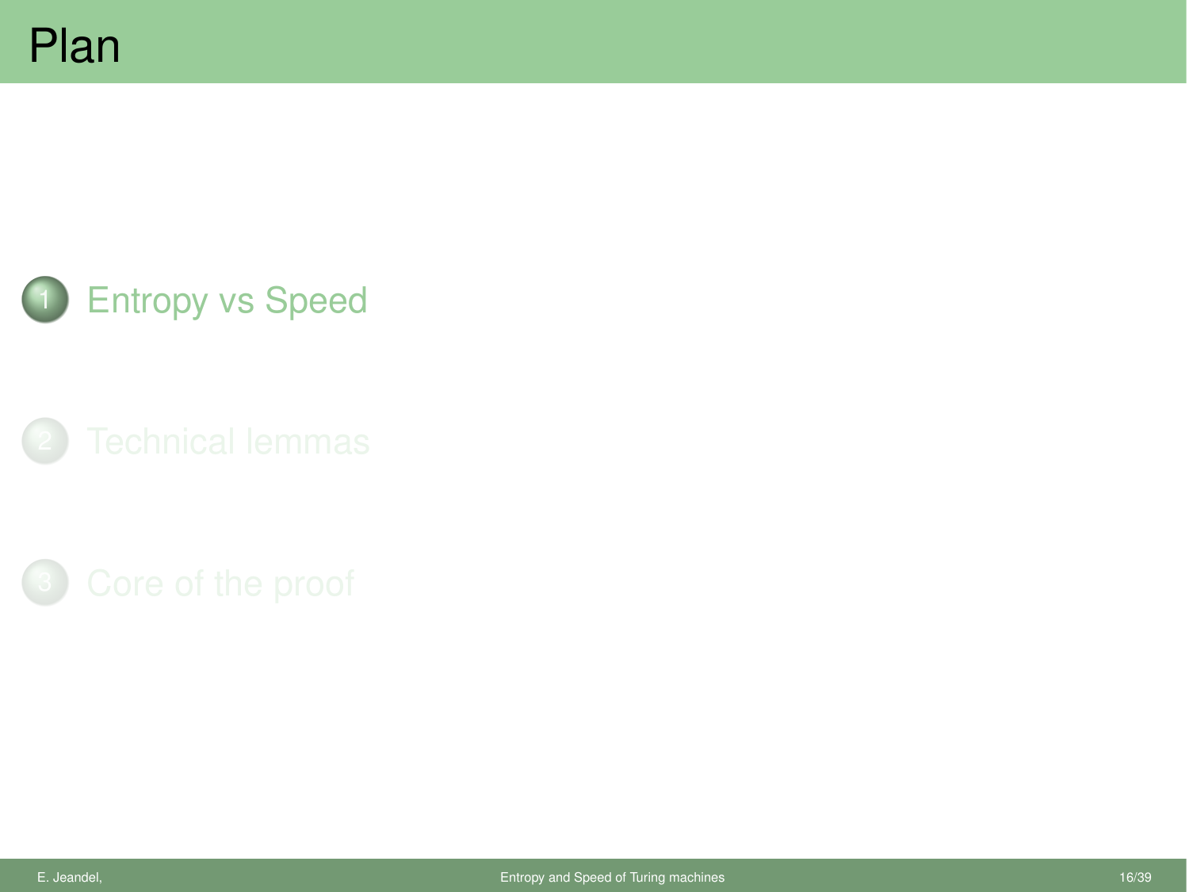# Plan

1. Entropy vs Speed
2. Technical lemmas
3. Core of the proof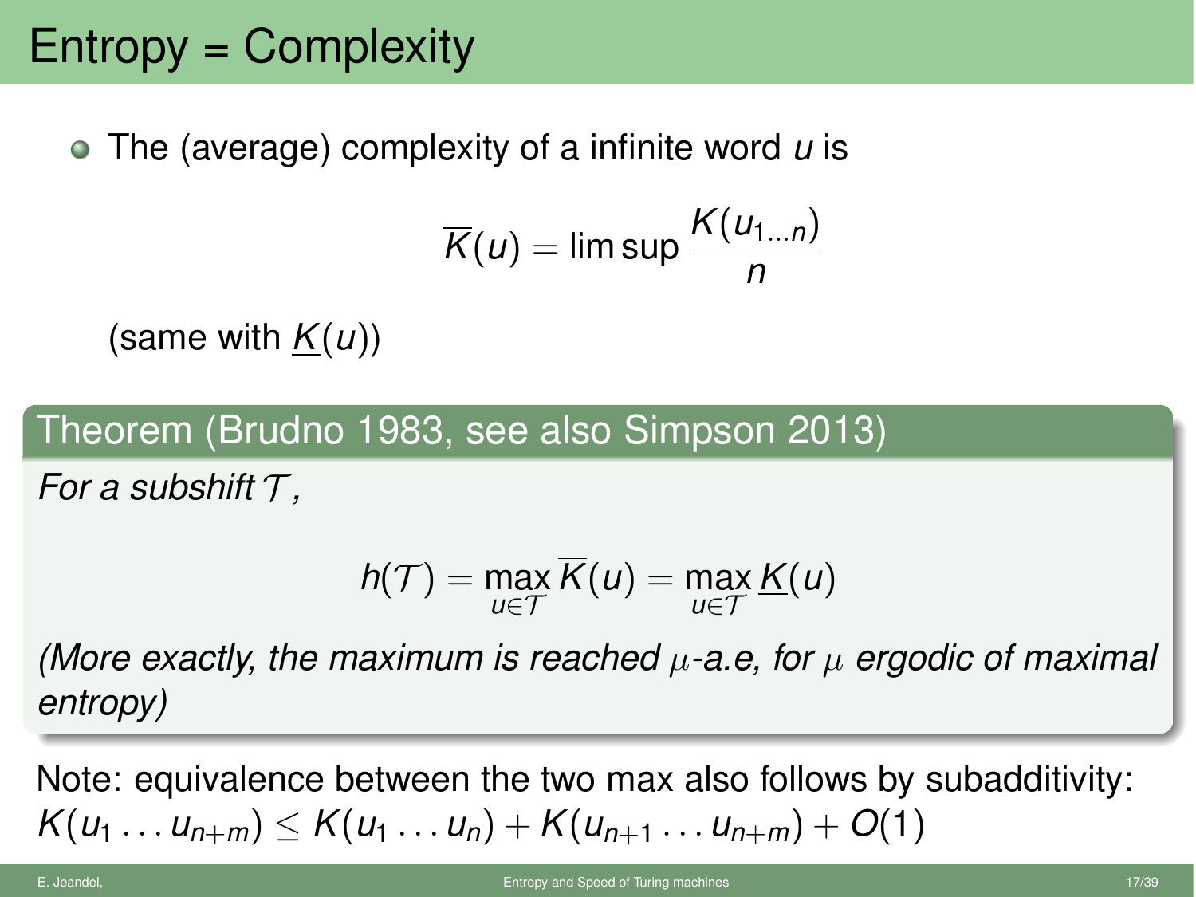# Entropy = Complexity

- The (average) complexity of a infinite word $u$ is

$$\overline{K}(u) = \limsup \frac{K(u_{1\dots n})}{n}$$

(same with $\underline{K}(u)$)

**Theorem (Brudno 1983, see also Simpson 2013)**

*For a subshift $\mathcal{T}$,*

$$h(\mathcal{T}) = \max_{u \in \mathcal{T}} \overline{K}(u) = \max_{u \in \mathcal{T}} \underline{K}(u)$$

*(More exactly, the maximum is reached $\mu$-a.e, for $\mu$ ergodic of maximal entropy)*

Note: equivalence between the two max also follows by subadditivity: $K(u_1 \dots u_{n+m}) \leq K(u_1 \dots u_n) + K(u_{n+1} \dots u_{n+m}) + O(1)$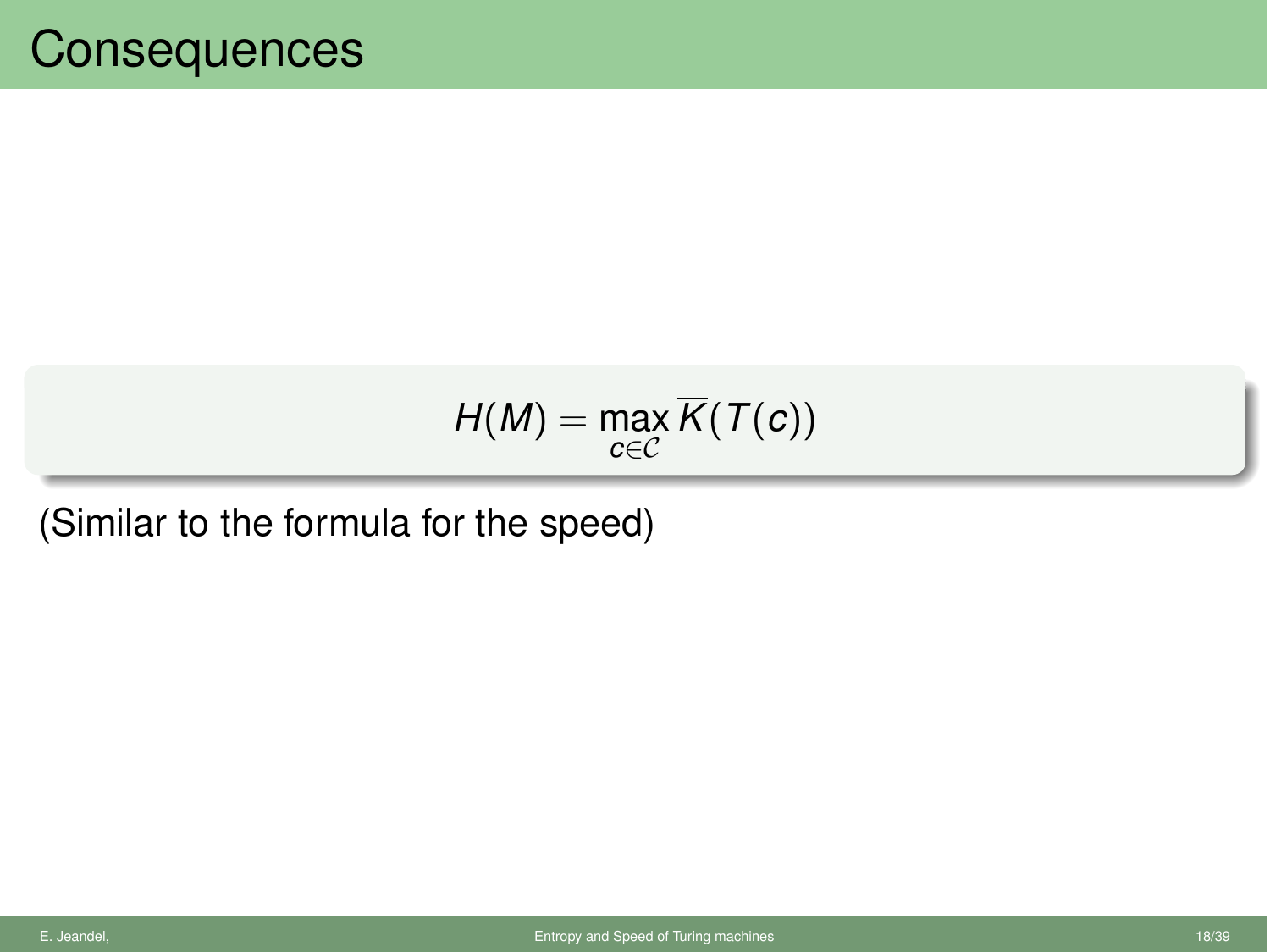# Consequences

$$H(M) = \max_{c \in \mathcal{C}} \overline{K}(T(c))$$

(Similar to the formula for the speed)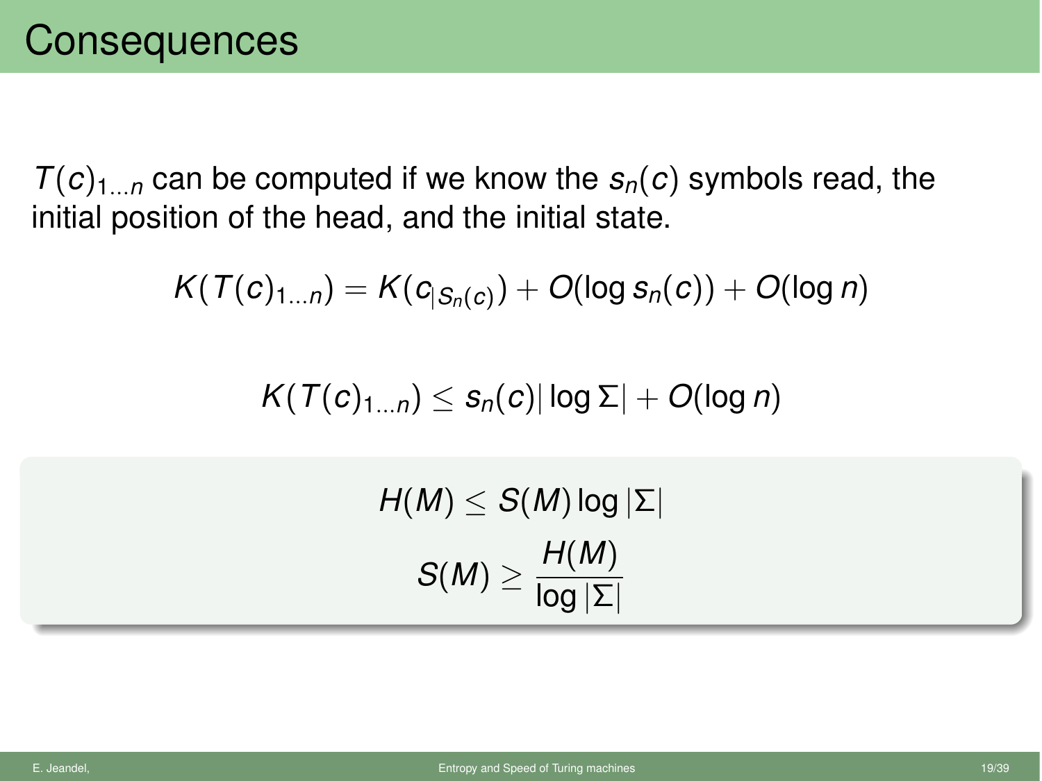# Consequences

$T(c)_{1\dots n}$ can be computed if we know the $s_n(c)$ symbols read, the initial position of the head, and the initial state.

$$K(T(c)_{1\dots n}) = K(c_{|S_n(c)}) + O(\log s_n(c)) + O(\log n)$$

$$K(T(c)_{1\dots n}) \leq s_n(c)|\log \Sigma| + O(\log n)$$

$$H(M) \leq S(M) \log |\Sigma|$$

$$S(M) \geq \frac{H(M)}{\log |\Sigma|}$$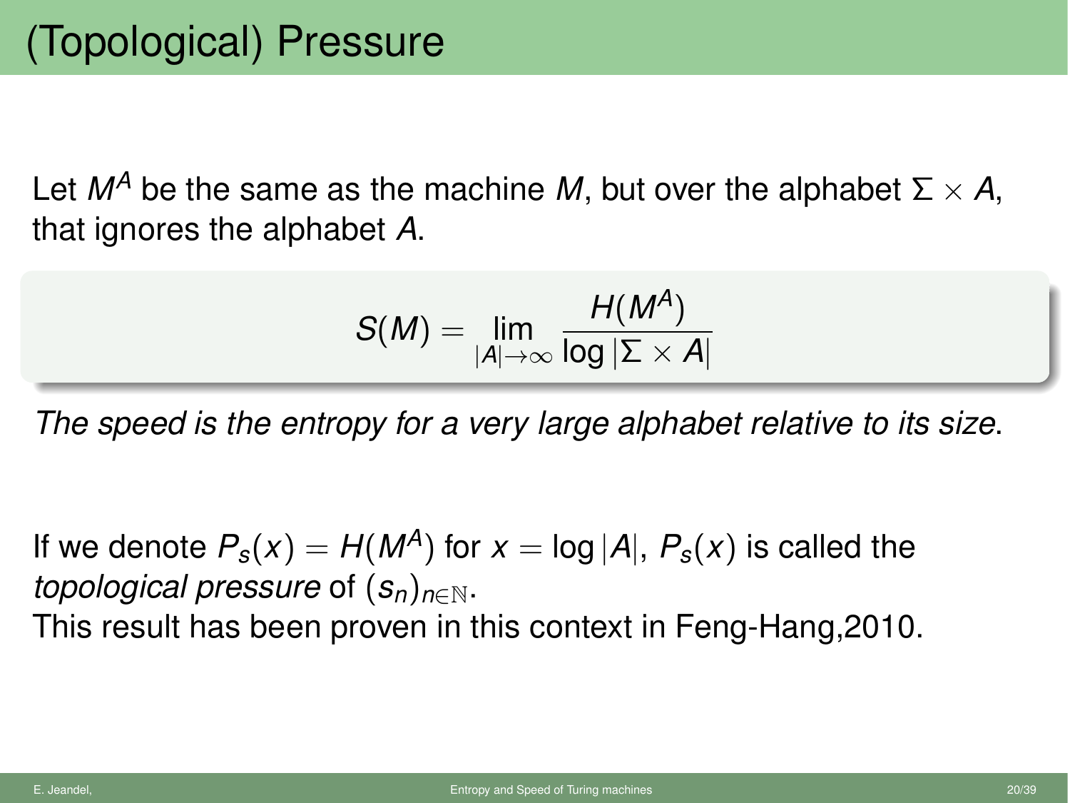# (Topological) Pressure

Let $M^A$ be the same as the machine $M$, but over the alphabet $\Sigma \times A$, that ignores the alphabet $A$.

$$S(M) = \lim_{|A| \to \infty} \frac{H(M^A)}{\log |\Sigma \times A|}$$

*The speed is the entropy for a very large alphabet relative to its size.*

If we denote $P_s(x) = H(M^A)$ for $x = \log |A|$, $P_s(x)$ is called the *topological pressure* of $(s_n)_{n \in \mathbb{N}}$.
This result has been proven in this context in Feng-Hang,2010.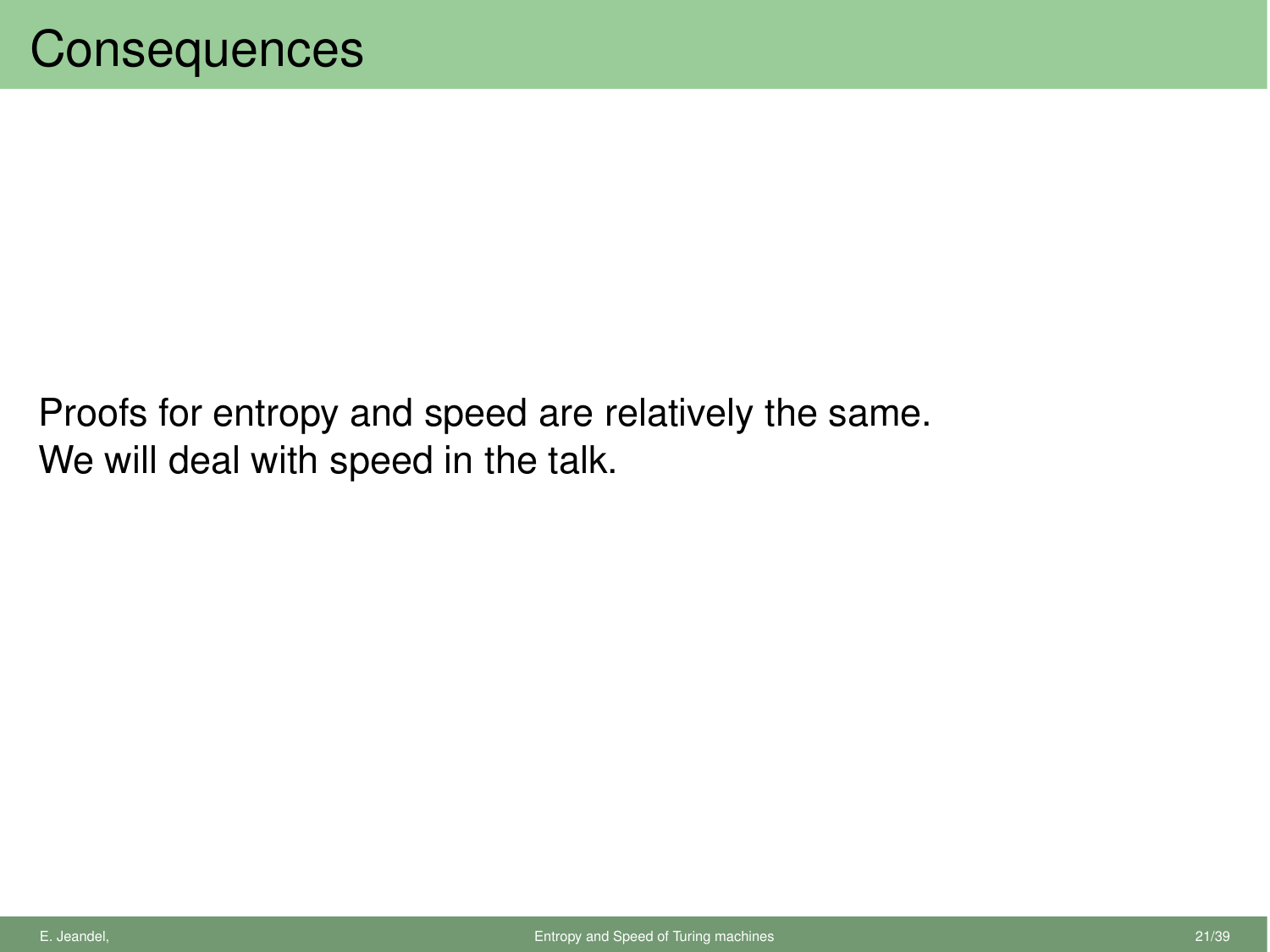# Consequences

Proofs for entropy and speed are relatively the same.
We will deal with speed in the talk.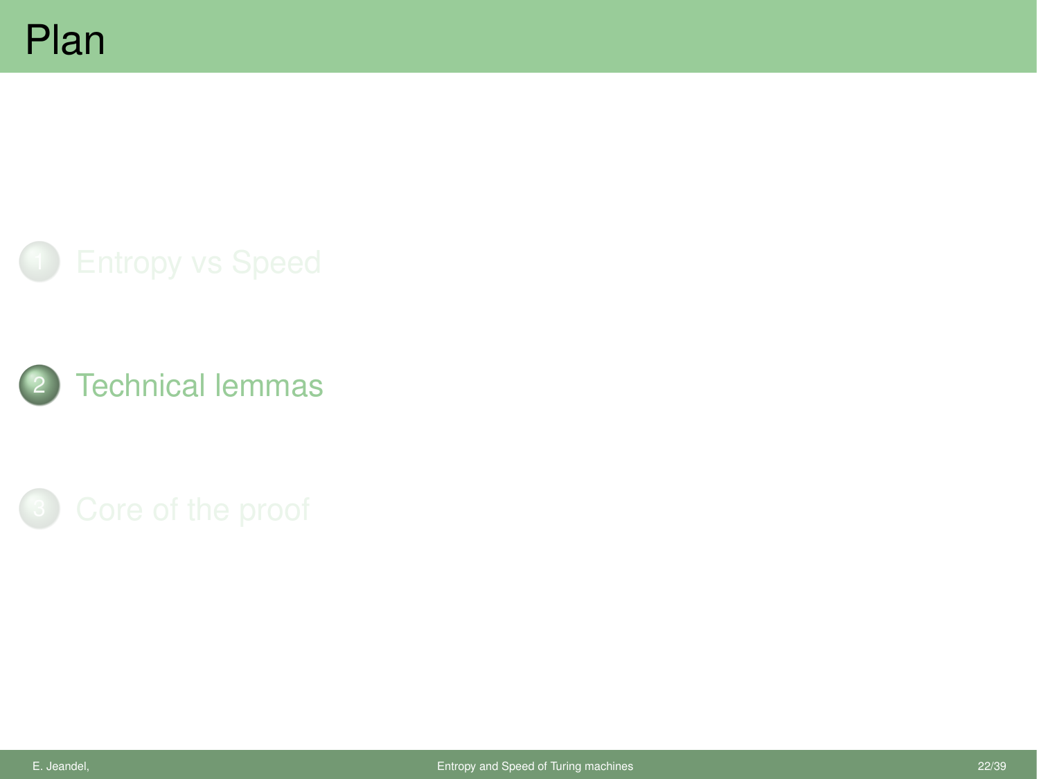# Plan

1. Entropy vs Speed
2. Technical lemmas
3. Core of the proof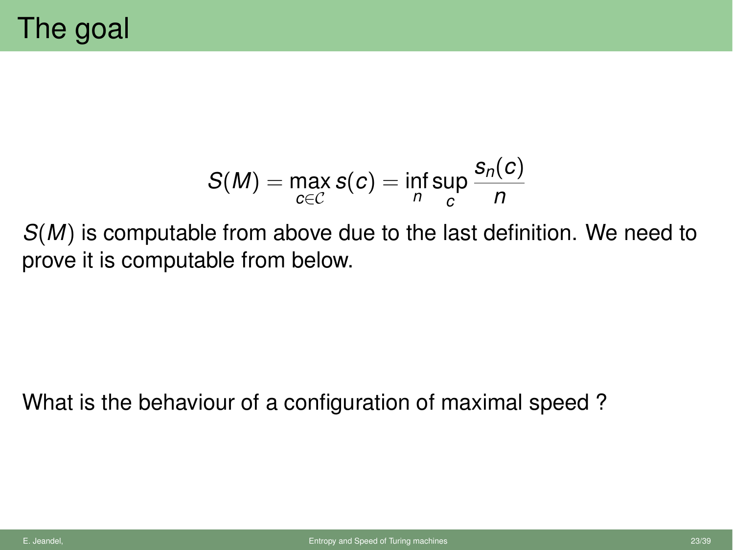# The goal

$$S(M) = \max_{c \in \mathcal{C}} s(c) = \inf_n \sup_c \frac{s_n(c)}{n}$$

$S(M)$ is computable from above due to the last definition. We need to prove it is computable from below.

What is the behaviour of a configuration of maximal speed ?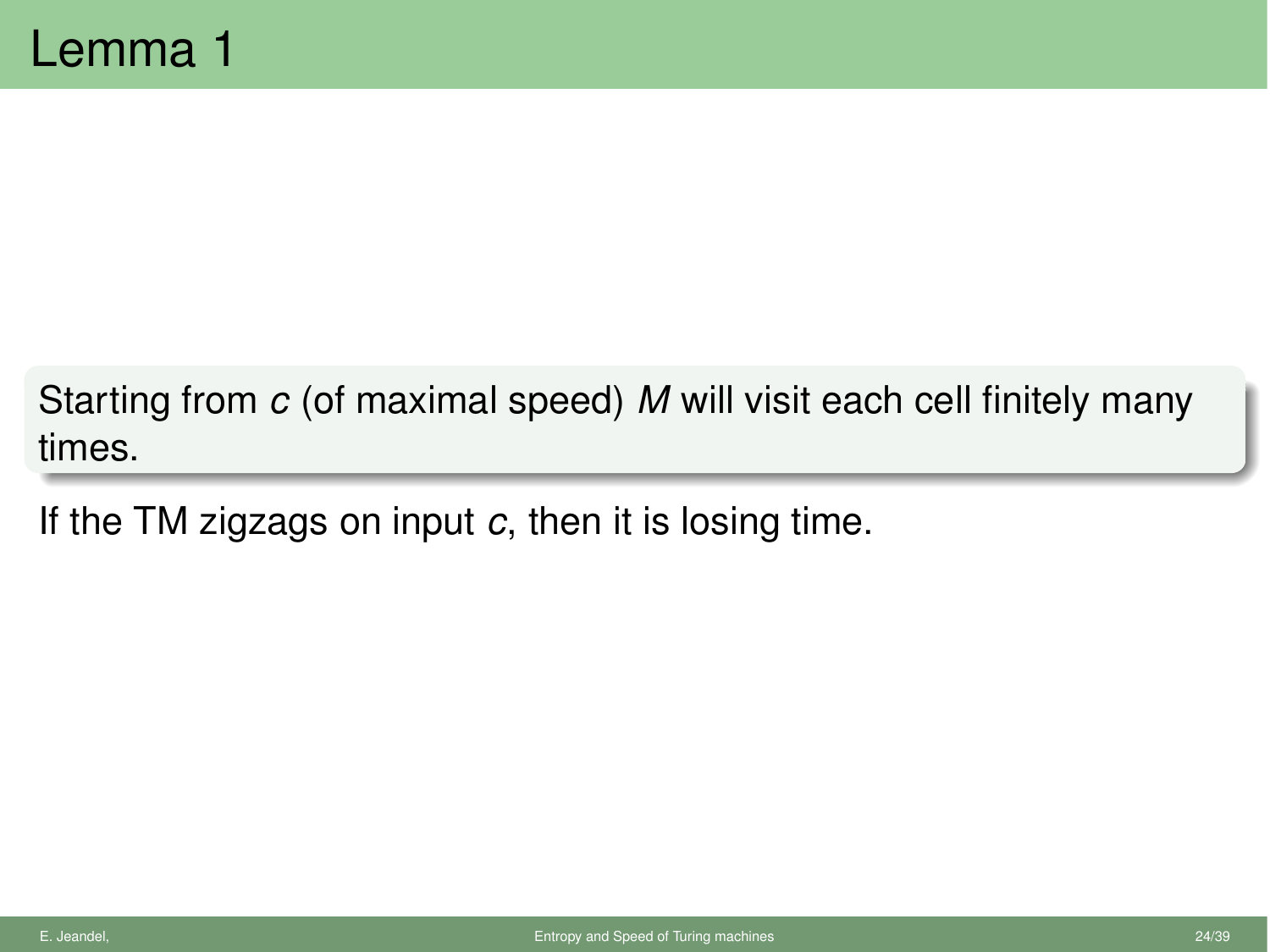# Lemma 1

> Starting from $c$ (of maximal speed) $M$ will visit each cell finitely many times.

If the TM zigzags on input $c$, then it is losing time.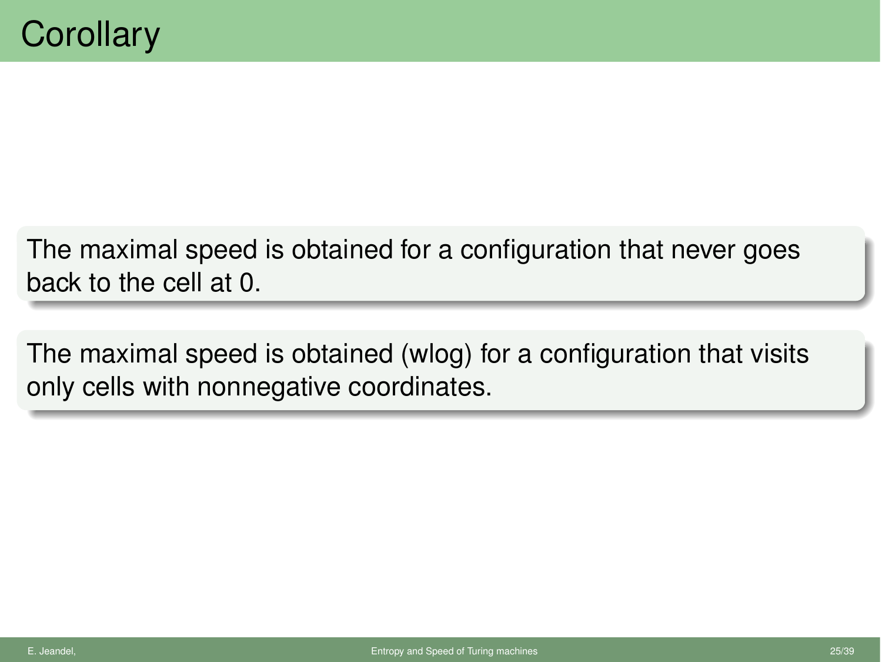# Corollary

The maximal speed is obtained for a configuration that never goes back to the cell at 0.

The maximal speed is obtained (wlog) for a configuration that visits only cells with nonnegative coordinates.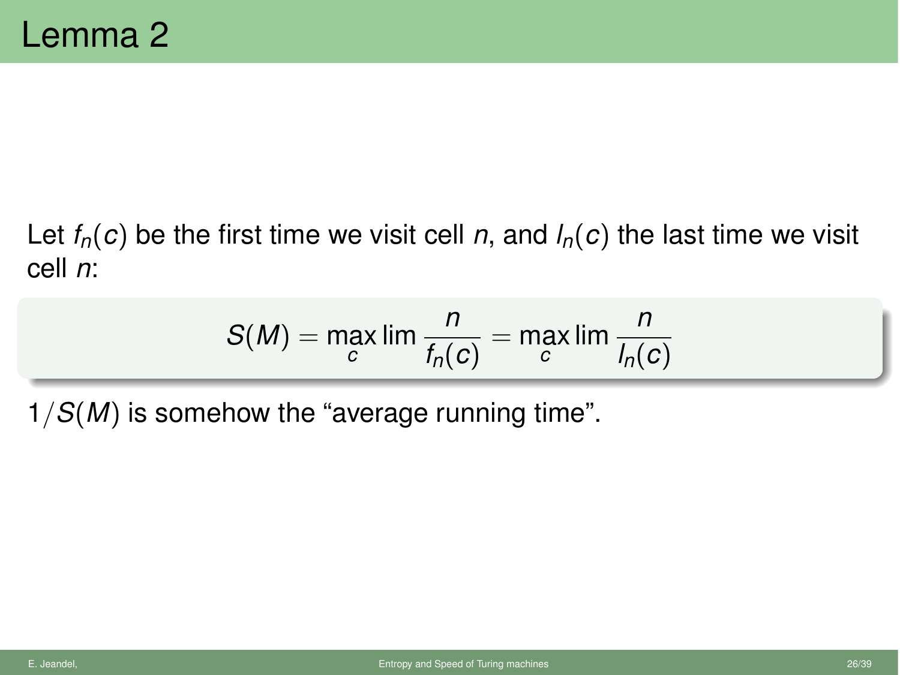# Lemma 2

Let $f_n(c)$ be the first time we visit cell $n$, and $l_n(c)$ the last time we visit cell $n$:

$$S(M) = \max_c \lim \frac{n}{f_n(c)} = \max_c \lim \frac{n}{l_n(c)}$$

$1/S(M)$ is somehow the "average running time".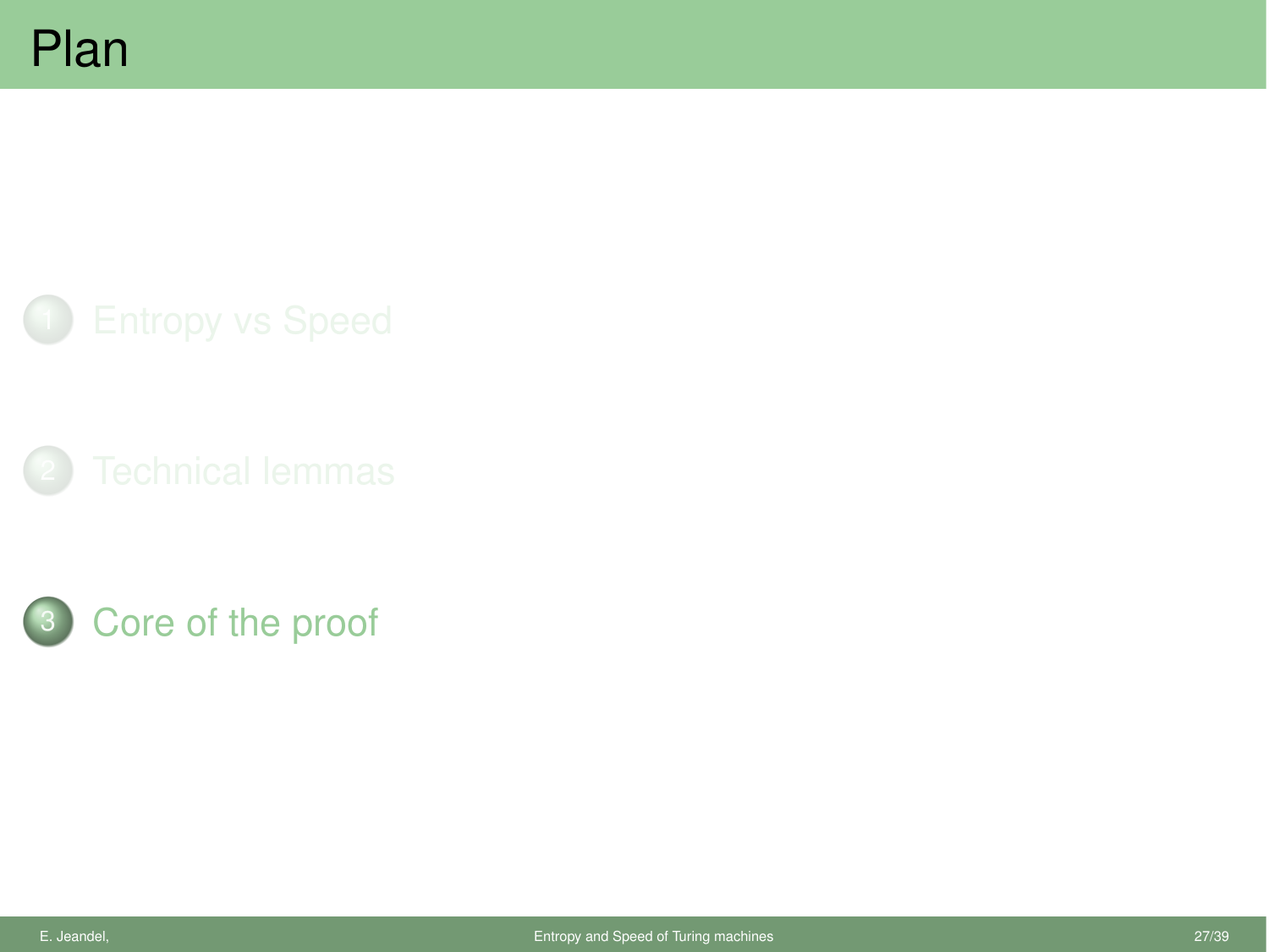# Plan

1. Entropy vs Speed

2. Technical lemmas

3. Core of the proof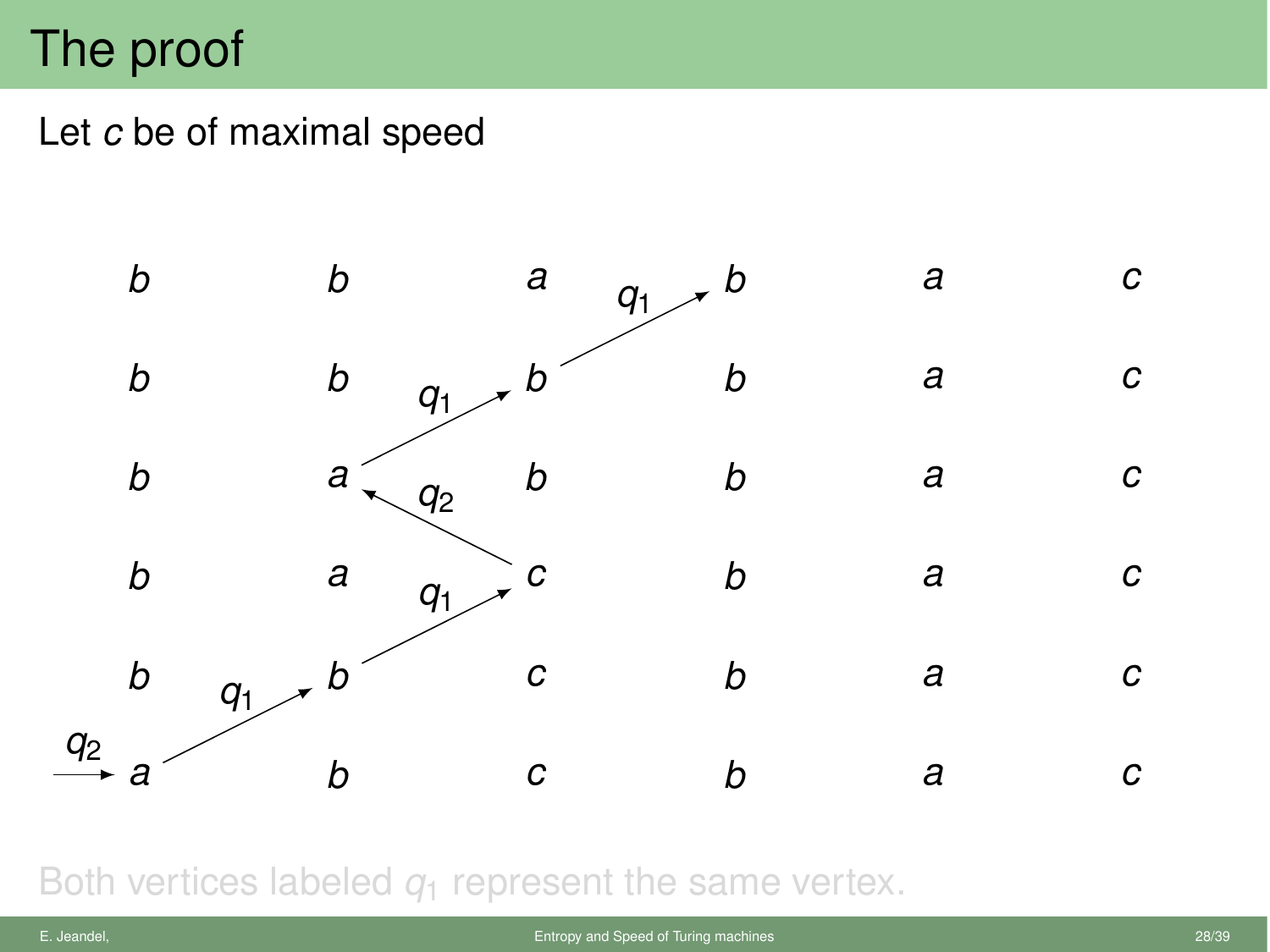# The proof

Let $c$ be of maximal speed

| | | | | | |
|---|---|---|---|---|---|
| $b$ | $b$ | $a$ | $b$ | $a$ | $c$ |
| $b$ | $b$ | $b$ | $b$ | $a$ | $c$ |
| $b$ | $a$ | $b$ | $b$ | $a$ | $c$ |
| $b$ | $a$ | $c$ | $b$ | $a$ | $c$ |
| $b$ | $b$ | $c$ | $b$ | $a$ | $c$ |
| $a$ | $b$ | $c$ | $b$ | $a$ | $c$ |

Arrows labeled $q_2$, $q_1$, $q_1$, $q_2$, $q_1$, $q_1$ trace the head's path through the diagram.

Both vertices labeled $q_1$ represent the same vertex.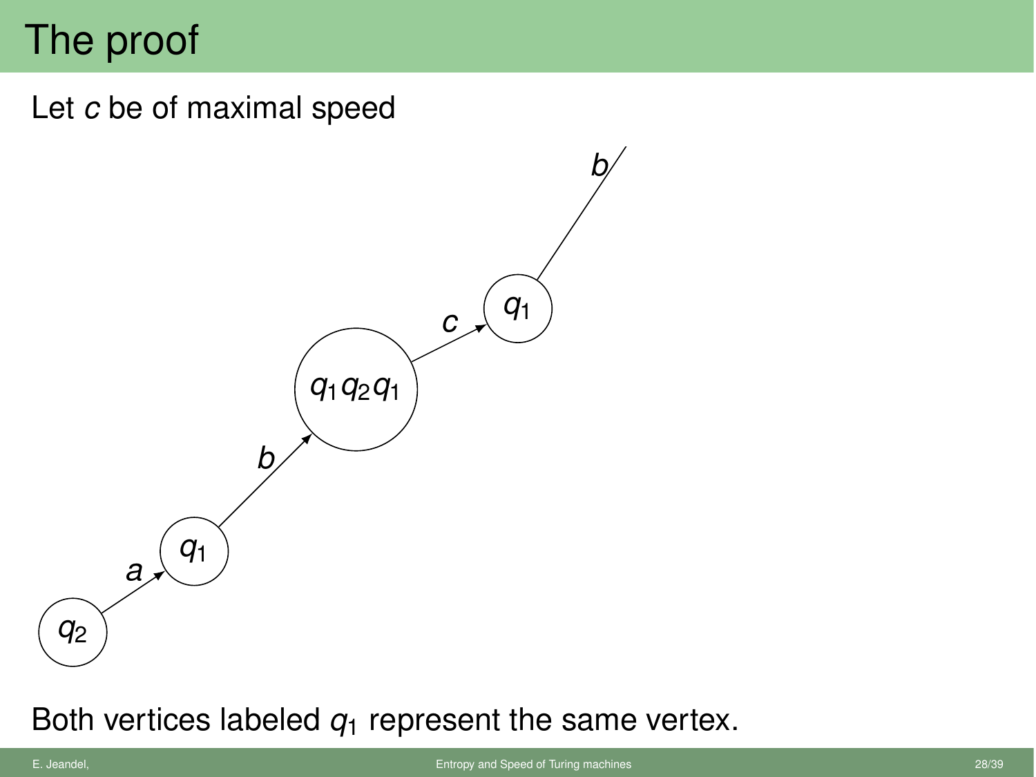# The proof

Let $c$ be of maximal speed

Both vertices labeled $q_1$ represent the same vertex.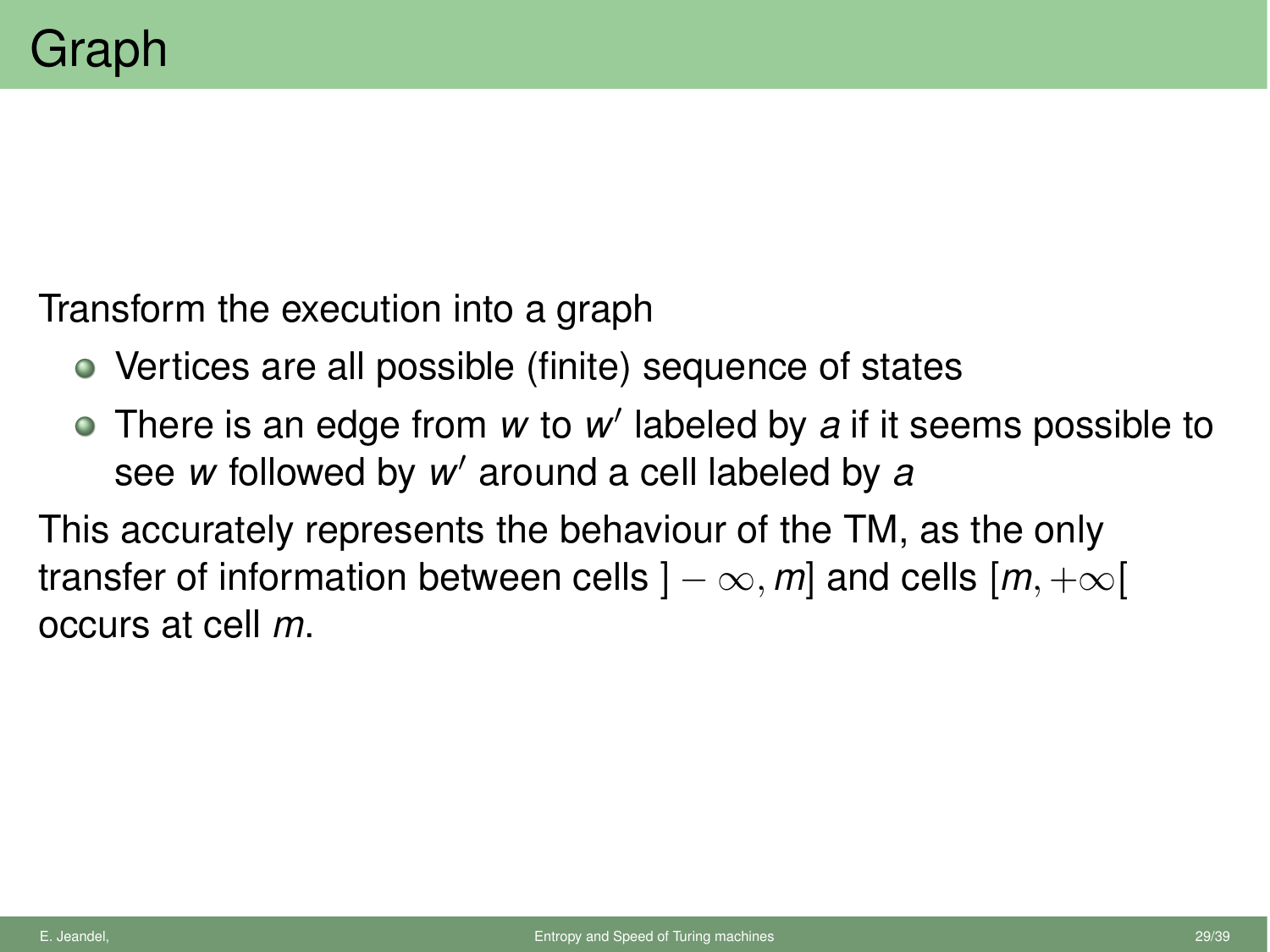# Graph

Transform the execution into a graph

- Vertices are all possible (finite) sequence of states
- There is an edge from $w$ to $w'$ labeled by $a$ if it seems possible to see $w$ followed by $w'$ around a cell labeled by $a$

This accurately represents the behaviour of the TM, as the only transfer of information between cells $]-\infty, m]$ and cells $[m, +\infty[$ occurs at cell $m$.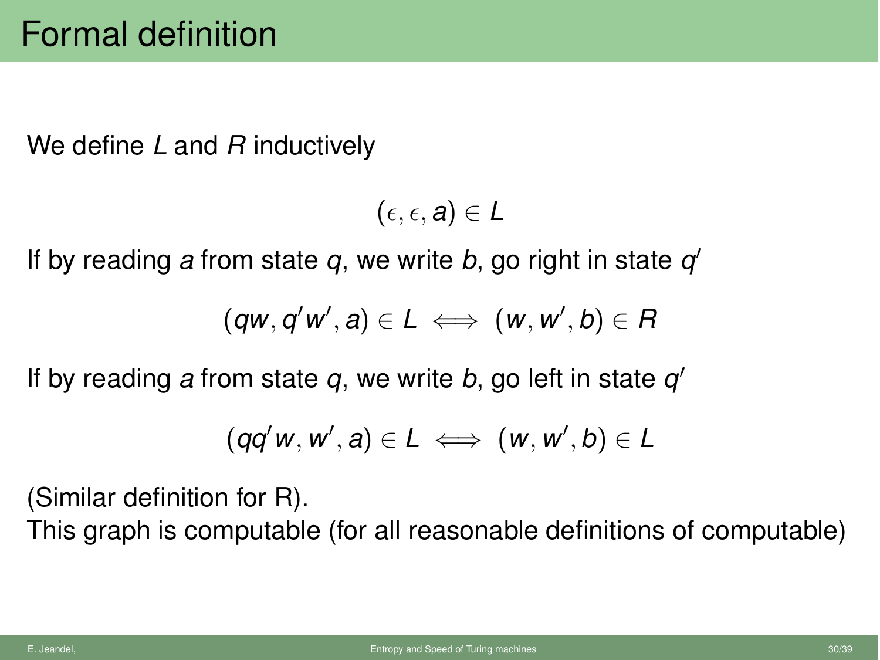# Formal definition

We define $L$ and $R$ inductively

$$(\epsilon, \epsilon, a) \in L$$

If by reading $a$ from state $q$, we write $b$, go right in state $q'$

$$(qw, q'w', a) \in L \iff (w, w', b) \in R$$

If by reading $a$ from state $q$, we write $b$, go left in state $q'$

$$(qq'w, w', a) \in L \iff (w, w', b) \in L$$

(Similar definition for R).
This graph is computable (for all reasonable definitions of computable)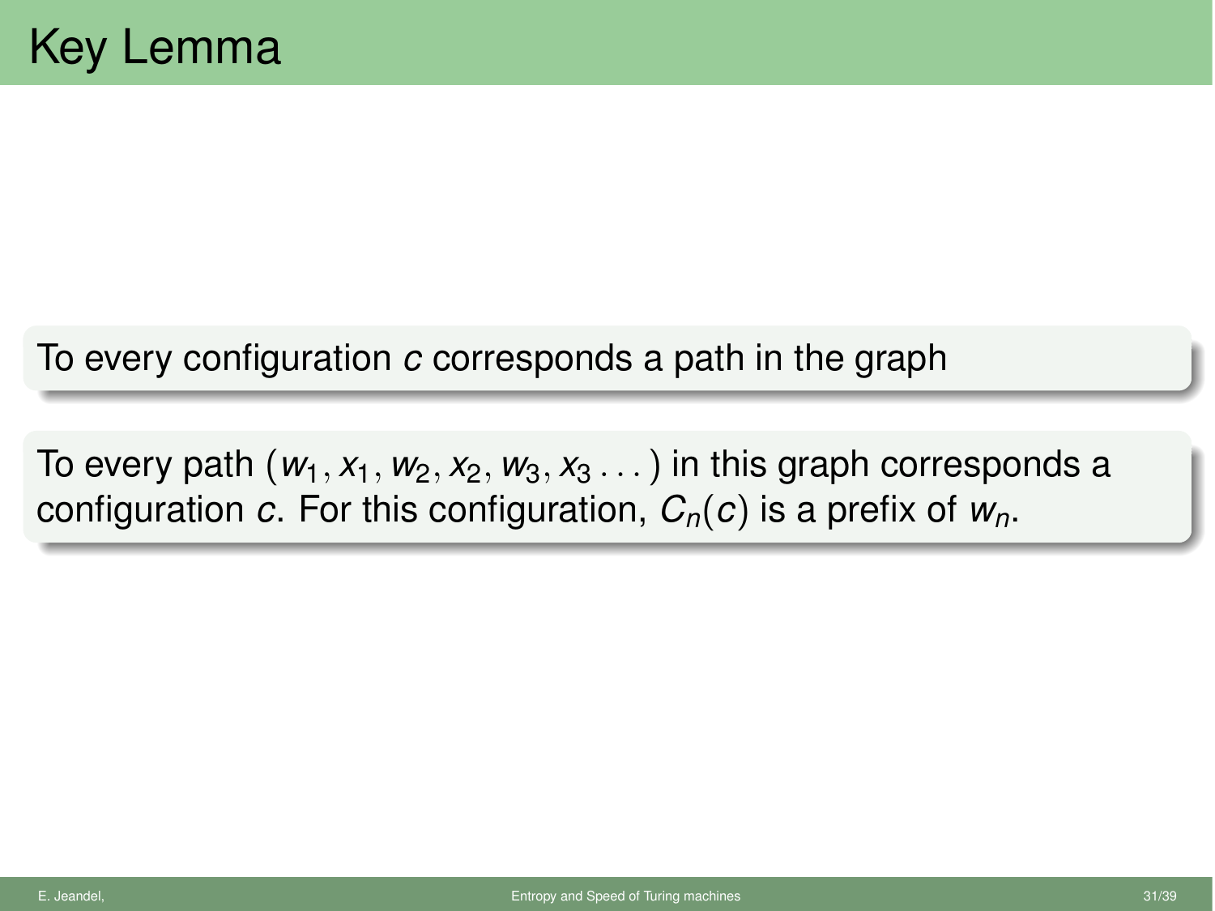# Key Lemma

To every configuration $c$ corresponds a path in the graph

To every path $(w_1, x_1, w_2, x_2, w_3, x_3 \dots)$ in this graph corresponds a configuration $c$. For this configuration, $C_n(c)$ is a prefix of $w_n$.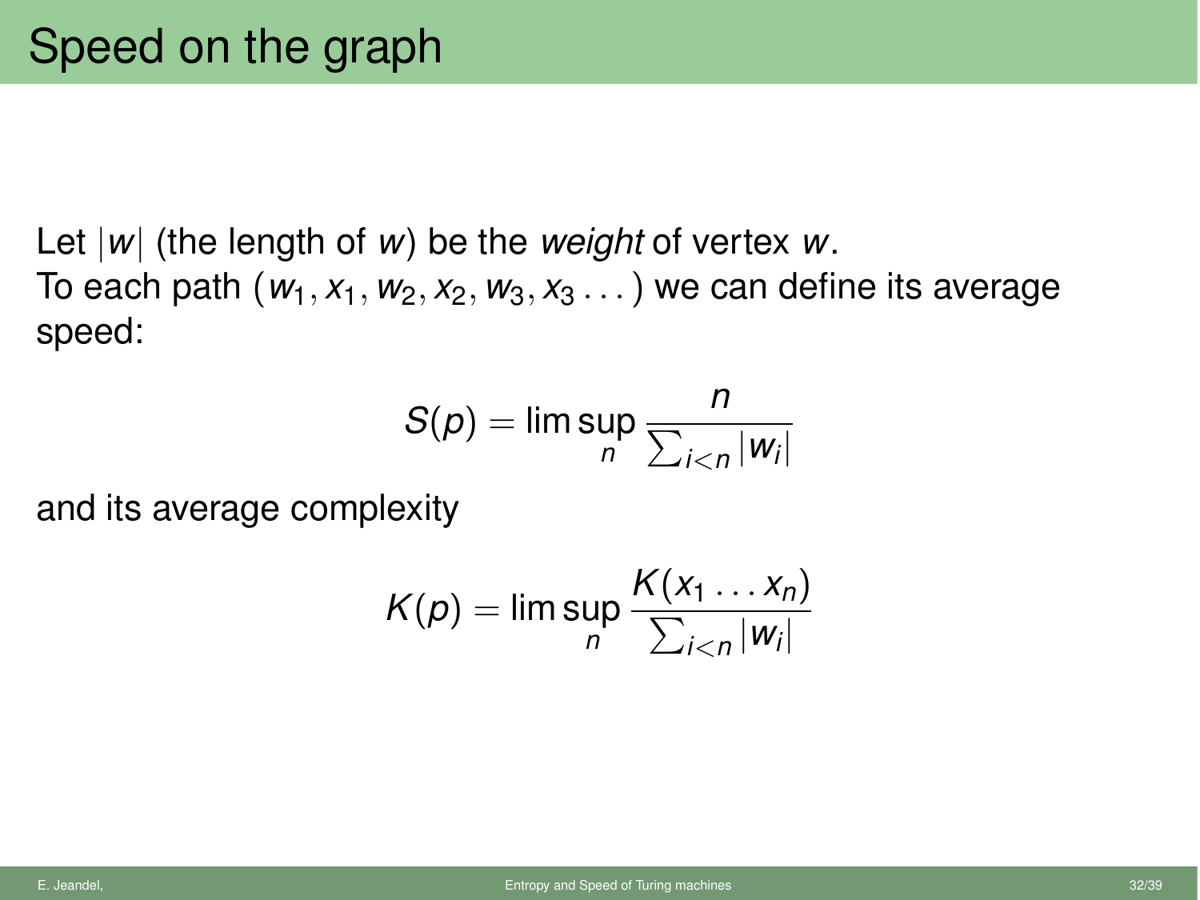# Speed on the graph

Let $|w|$ (the length of $w$) be the *weight* of vertex $w$.
To each path $(w_1, x_1, w_2, x_2, w_3, x_3 \dots)$ we can define its average speed:

$$S(p) = \limsup_n \frac{n}{\sum_{i<n} |w_i|}$$

and its average complexity

$$K(p) = \limsup_n \frac{K(x_1 \dots x_n)}{\sum_{i<n} |w_i|}$$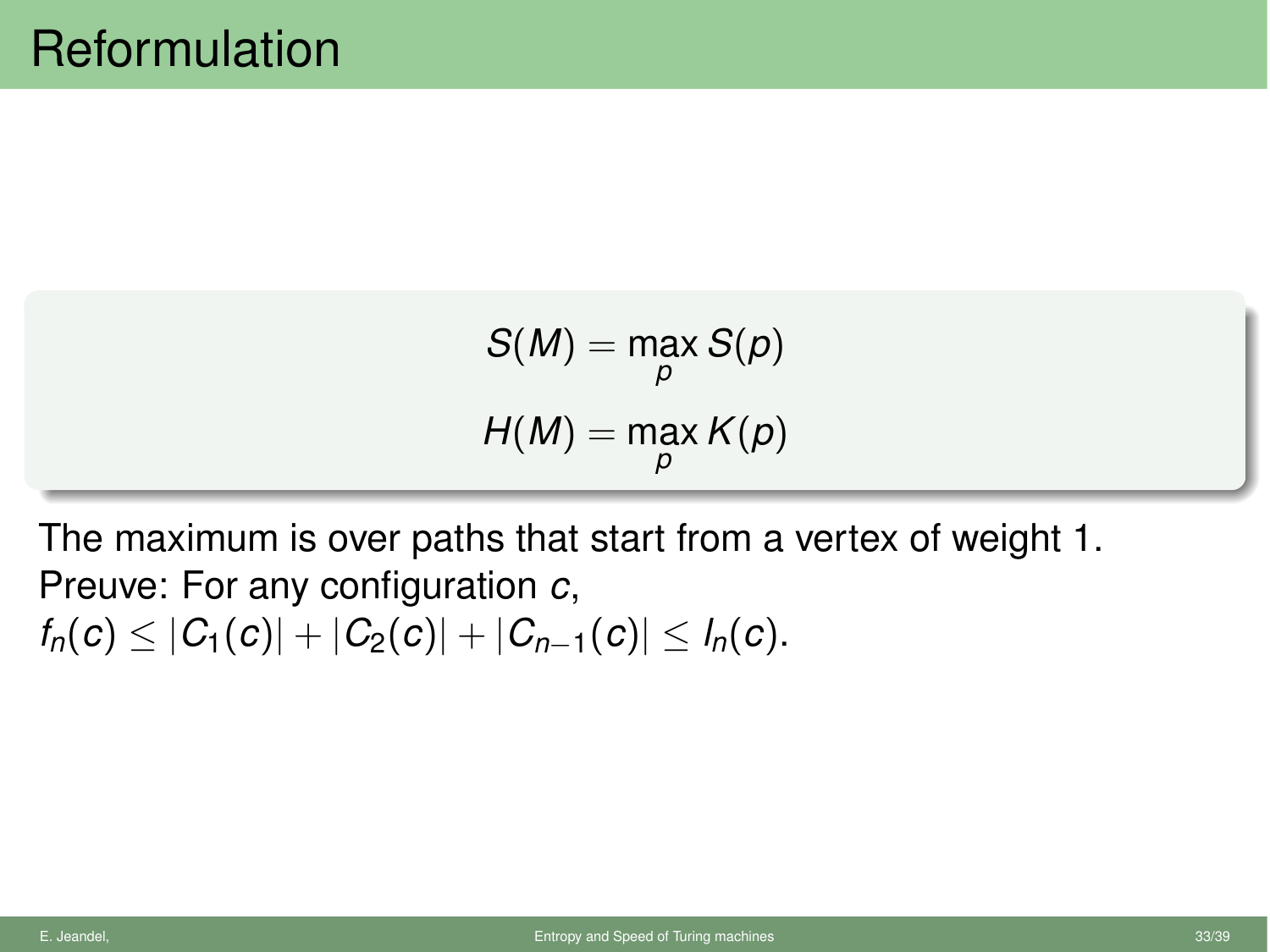# Reformulation

$$S(M) = \max_p S(p)$$

$$H(M) = \max_p K(p)$$

The maximum is over paths that start from a vertex of weight 1.
Preuve: For any configuration $c$,
$f_n(c) \leq |C_1(c)| + |C_2(c)| + |C_{n-1}(c)| \leq I_n(c)$.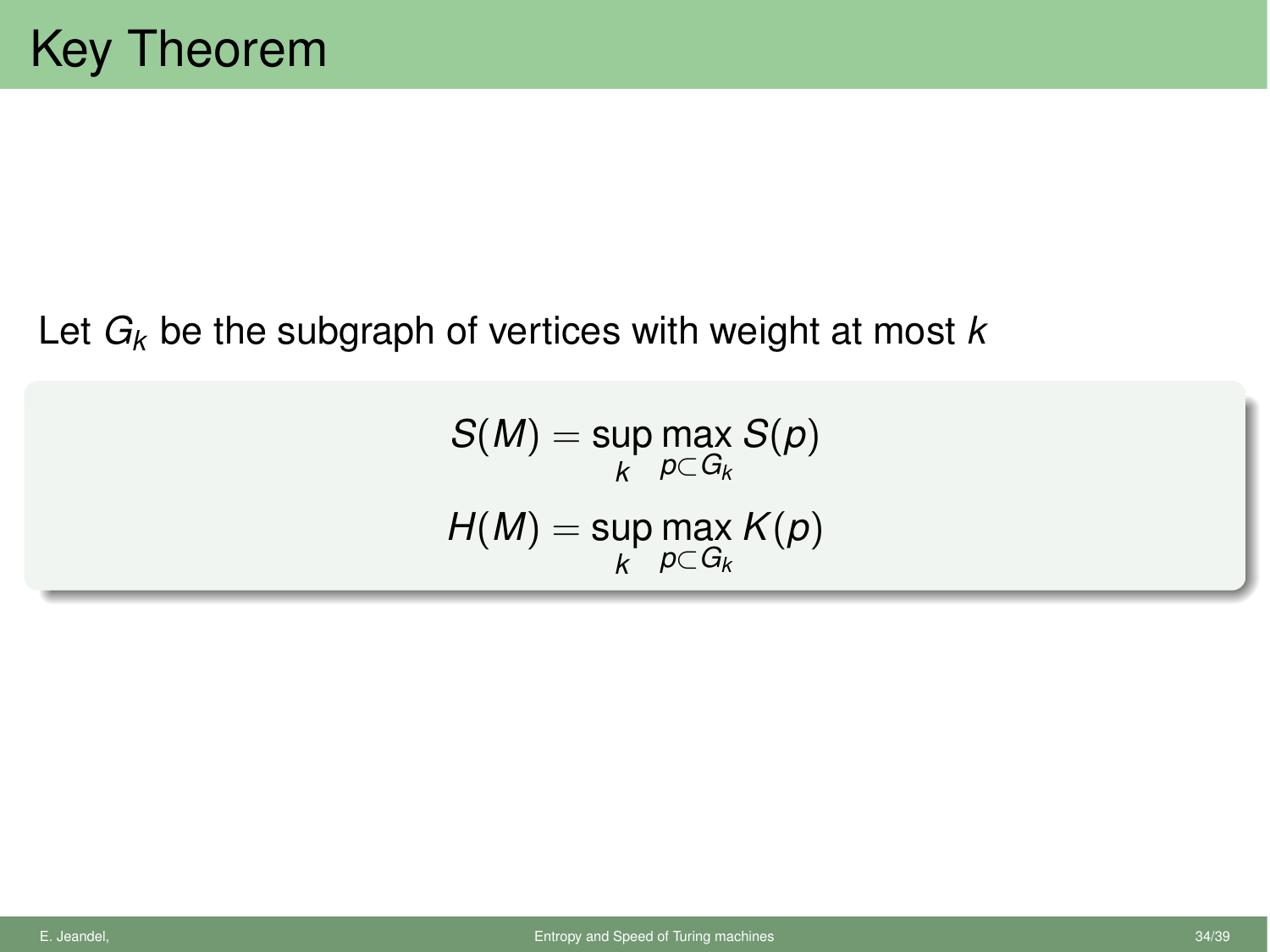# Key Theorem

Let $G_k$ be the subgraph of vertices with weight at most $k$

$$S(M) = \sup_k \max_{p \subset G_k} S(p)$$

$$H(M) = \sup_k \max_{p \subset G_k} K(p)$$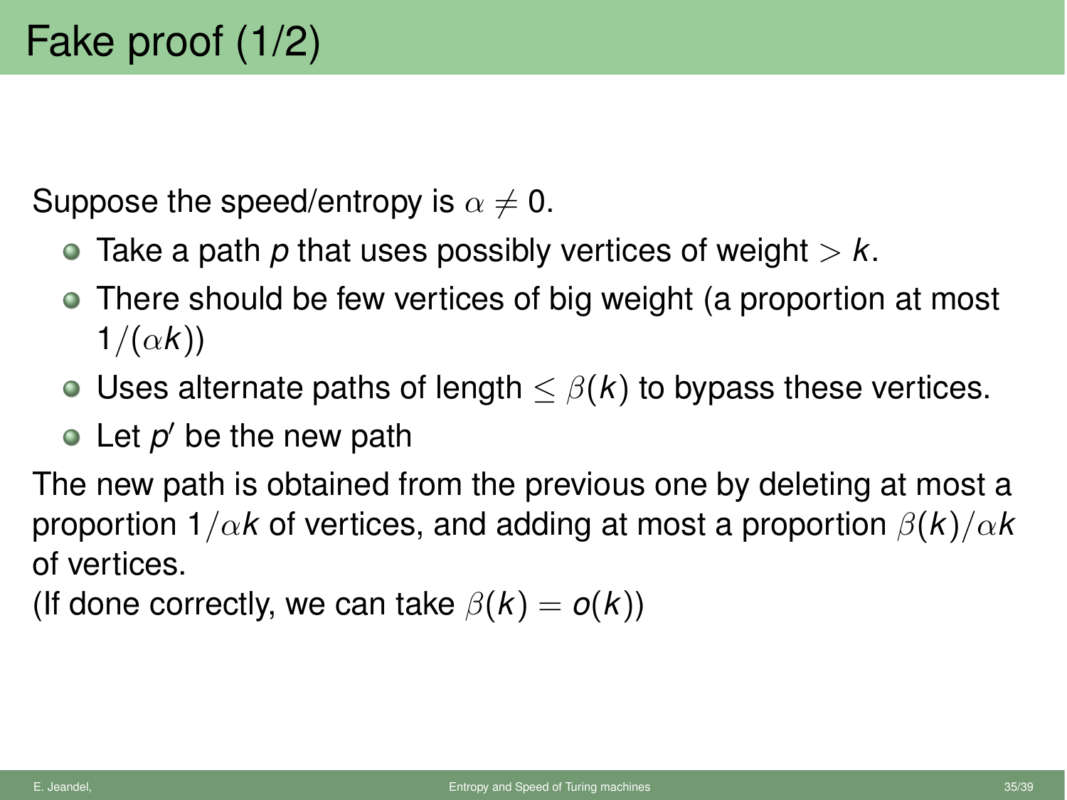# Fake proof (1/2)

Suppose the speed/entropy is $\alpha \neq 0$.

- Take a path $p$ that uses possibly vertices of weight $> k$.
- There should be few vertices of big weight (a proportion at most $1/(\alpha k)$)
- Uses alternate paths of length $\leq \beta(k)$ to bypass these vertices.
- Let $p'$ be the new path

The new path is obtained from the previous one by deleting at most a proportion $1/\alpha k$ of vertices, and adding at most a proportion $\beta(k)/\alpha k$ of vertices.

(If done correctly, we can take $\beta(k) = o(k)$)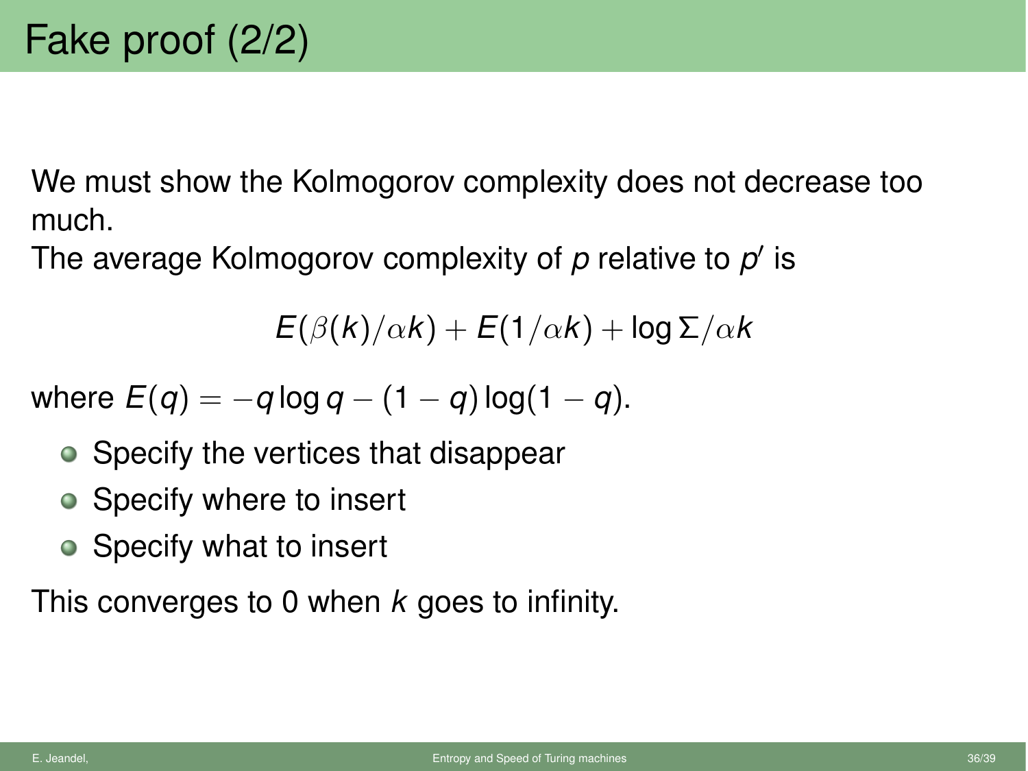# Fake proof (2/2)

We must show the Kolmogorov complexity does not decrease too much.
The average Kolmogorov complexity of $p$ relative to $p'$ is

$$E(\beta(k)/\alpha k) + E(1/\alpha k) + \log \Sigma/\alpha k$$

where $E(q) = -q \log q - (1-q)\log(1-q)$.

- Specify the vertices that disappear
- Specify where to insert
- Specify what to insert

This converges to 0 when $k$ goes to infinity.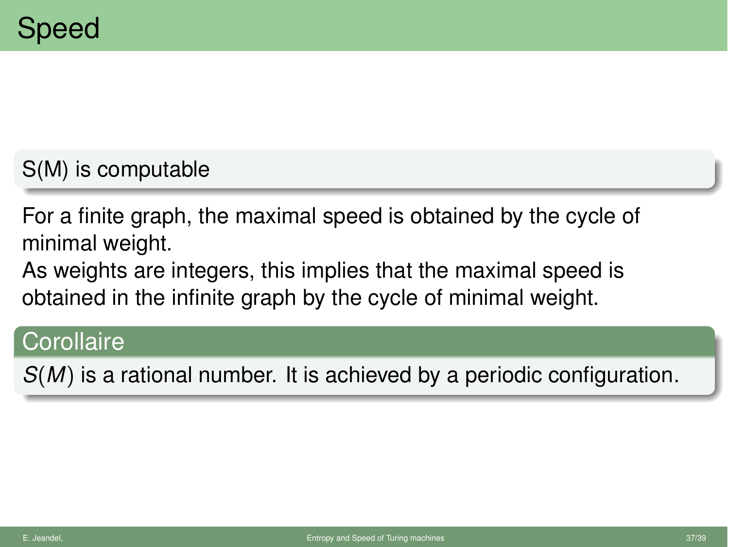# Speed

**S(M) is computable**

For a finite graph, the maximal speed is obtained by the cycle of minimal weight.
As weights are integers, this implies that the maximal speed is obtained in the infinite graph by the cycle of minimal weight.

**Corollaire**

$S(M)$ is a rational number. It is achieved by a periodic configuration.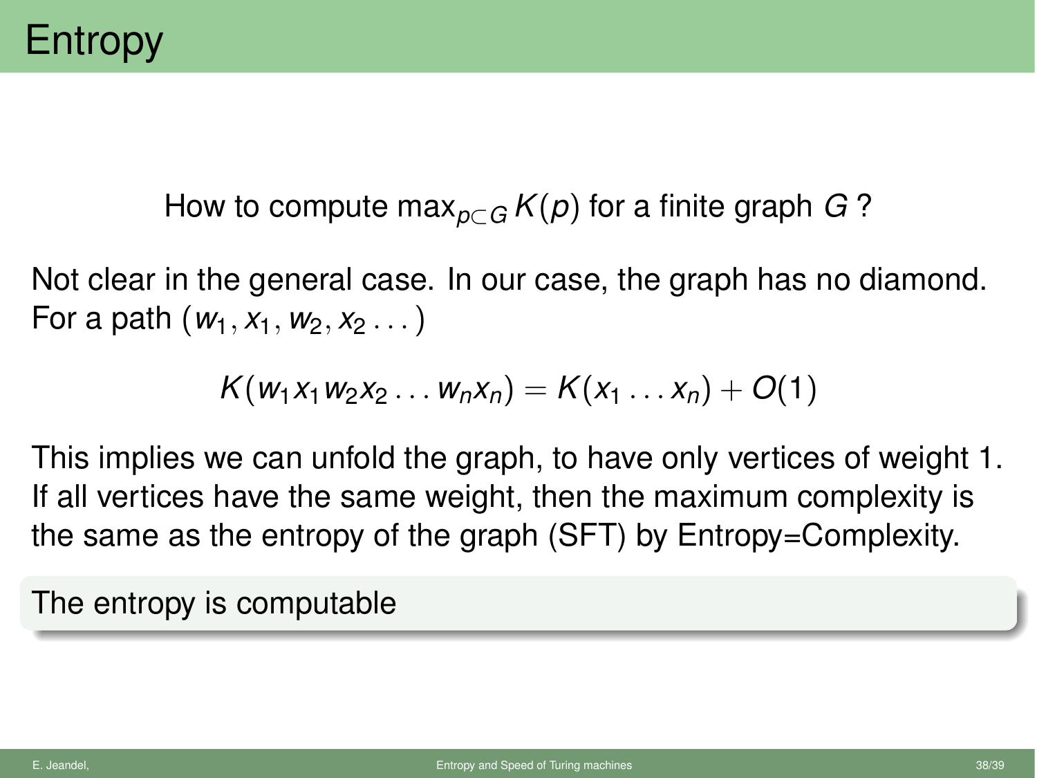# Entropy

How to compute $\max_{p \subset G} K(p)$ for a finite graph $G$ ?

Not clear in the general case. In our case, the graph has no diamond. For a path $(w_1, x_1, w_2, x_2 \dots)$

$$K(w_1 x_1 w_2 x_2 \dots w_n x_n) = K(x_1 \dots x_n) + O(1)$$

This implies we can unfold the graph, to have only vertices of weight 1. If all vertices have the same weight, then the maximum complexity is the same as the entropy of the graph (SFT) by Entropy=Complexity.

The entropy is computable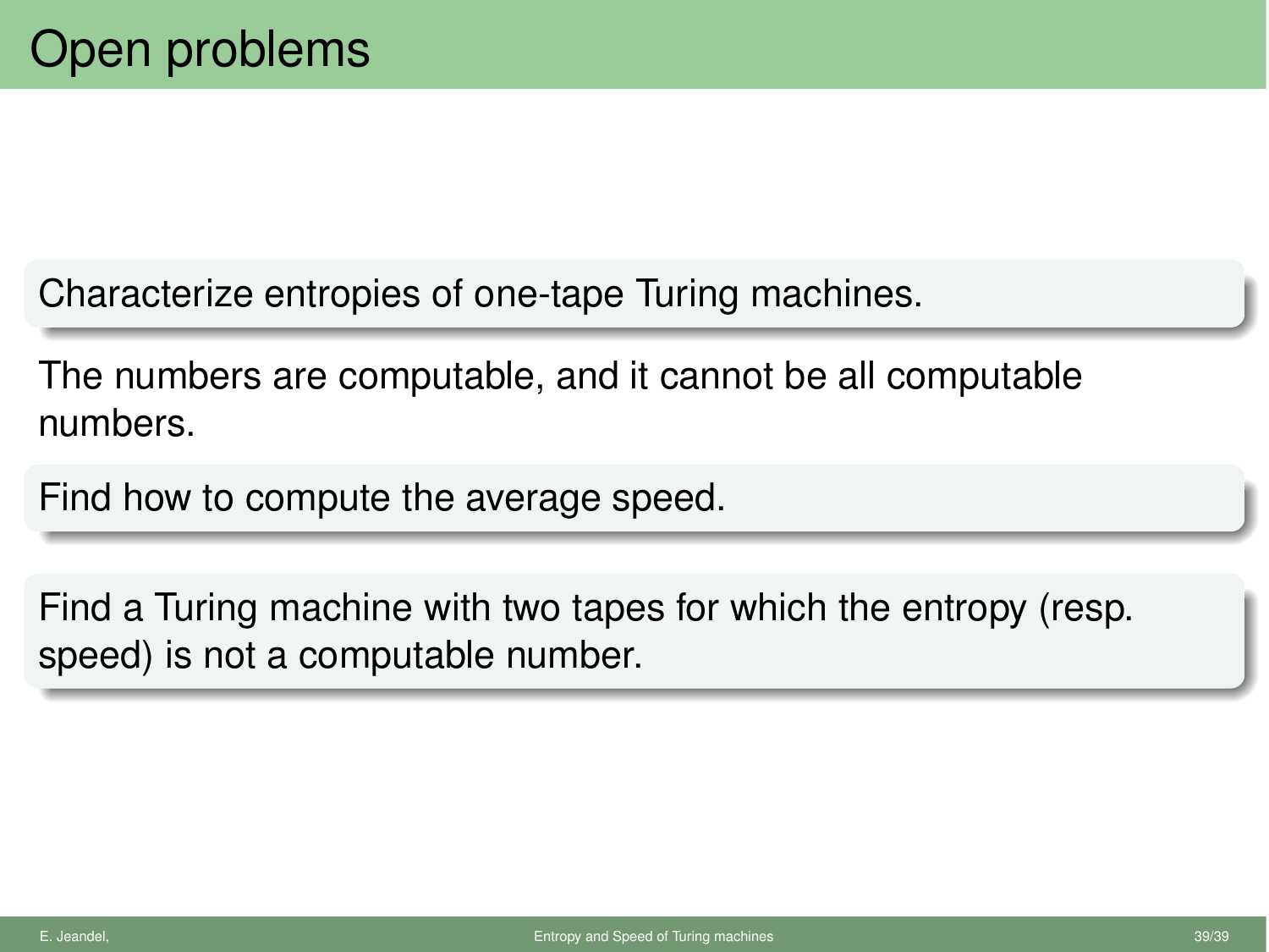# Open problems

Characterize entropies of one-tape Turing machines.

The numbers are computable, and it cannot be all computable numbers.

Find how to compute the average speed.

Find a Turing machine with two tapes for which the entropy (resp. speed) is not a computable number.